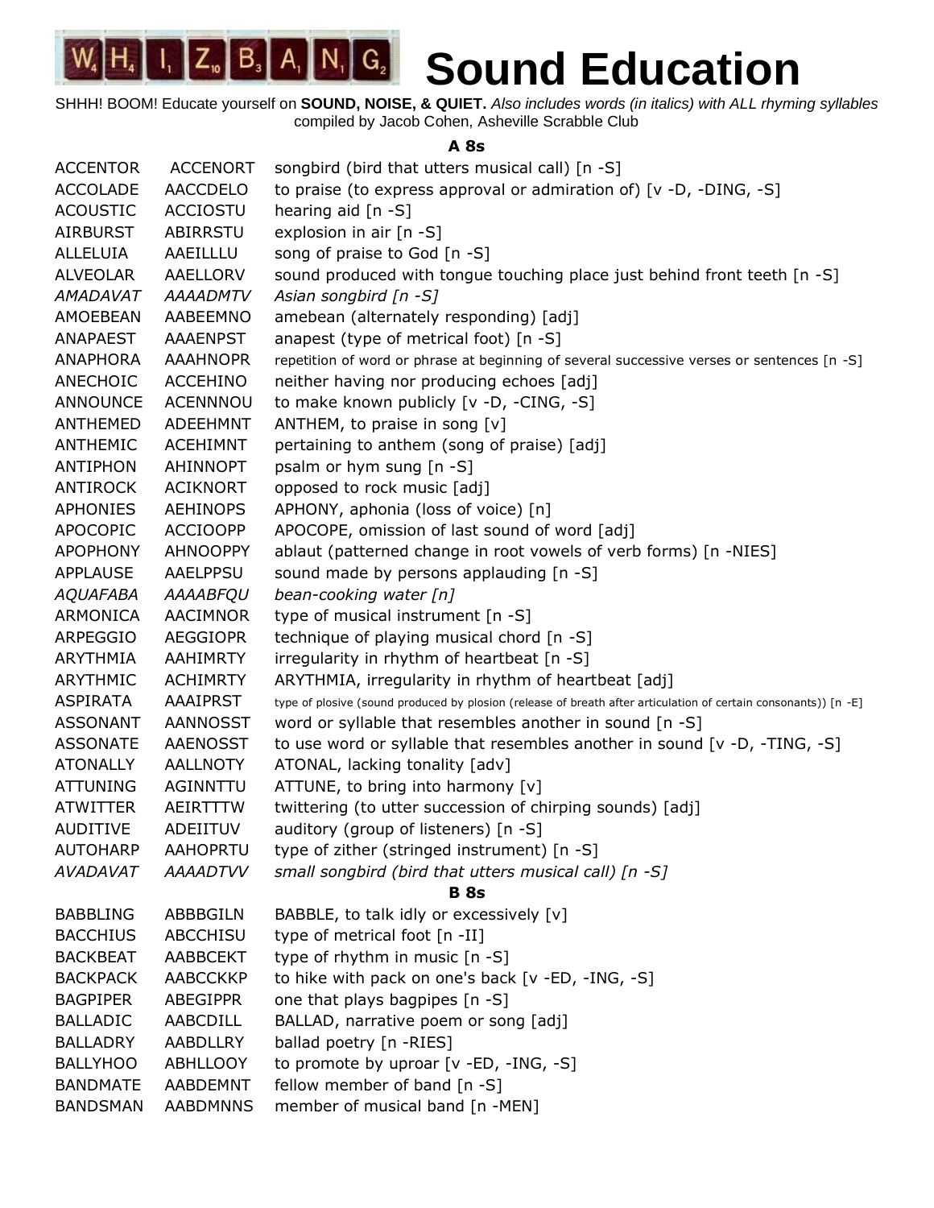# WHIZBANG Sound Education

SHHH! BOOM! Educate yourself on **SOUND, NOISE, & QUIET.** *Also includes words (in italics) with ALL rhyming syllables*
compiled by Jacob Cohen, Asheville Scrabble Club

### A 8s

| | | |
|---|---|---|
| ACCENTOR | ACCENORT | songbird (bird that utters musical call) [n -S] |
| ACCOLADE | AACCDELO | to praise (to express approval or admiration of) [v -D, -DING, -S] |
| ACOUSTIC | ACCIOSTU | hearing aid [n -S] |
| AIRBURST | ABIRRSTU | explosion in air [n -S] |
| ALLELUIA | AAEILLLU | song of praise to God [n -S] |
| ALVEOLAR | AAELLORV | sound produced with tongue touching place just behind front teeth [n -S] |
| *AMADAVAT* | *AAAADMTV* | *Asian songbird [n -S]* |
| AMOEBEAN | AABEEMNO | amebean (alternately responding) [adj] |
| ANAPAEST | AAAENPST | anapest (type of metrical foot) [n -S] |
| ANAPHORA | AAAHNOPR | repetition of word or phrase at beginning of several successive verses or sentences [n -S] |
| ANECHOIC | ACCEHINO | neither having nor producing echoes [adj] |
| ANNOUNCE | ACENNNOU | to make known publicly [v -D, -CING, -S] |
| ANTHEMED | ADEEHMNT | ANTHEM, to praise in song [v] |
| ANTHEMIC | ACEHIMNT | pertaining to anthem (song of praise) [adj] |
| ANTIPHON | AHINNOPT | psalm or hym sung [n -S] |
| ANTIROCK | ACIKNORT | opposed to rock music [adj] |
| APHONIES | AEHINOPS | APHONY, aphonia (loss of voice) [n] |
| APOCOPIC | ACCIOOPP | APOCOPE, omission of last sound of word [adj] |
| APOPHONY | AHNOOPPY | ablaut (patterned change in root vowels of verb forms) [n -NIES] |
| APPLAUSE | AAELPPSU | sound made by persons applauding [n -S] |
| *AQUAFABA* | *AAAABFQU* | *bean-cooking water [n]* |
| ARMONICA | AACIMNOR | type of musical instrument [n -S] |
| ARPEGGIO | AEGGIOPR | technique of playing musical chord [n -S] |
| ARYTHMIA | AAHIMRTY | irregularity in rhythm of heartbeat [n -S] |
| ARYTHMIC | ACHIMRTY | ARYTHMIA, irregularity in rhythm of heartbeat [adj] |
| ASPIRATA | AAAIPRST | type of plosive (sound produced by plosion (release of breath after articulation of certain consonants)) [n -E] |
| ASSONANT | AANNOSST | word or syllable that resembles another in sound [n -S] |
| ASSONATE | AAENOSST | to use word or syllable that resembles another in sound [v -D, -TING, -S] |
| ATONALLY | AALLNOTY | ATONAL, lacking tonality [adv] |
| ATTUNING | AGINNTTU | ATTUNE, to bring into harmony [v] |
| ATWITTER | AEIRTTTW | twittering (to utter succession of chirping sounds) [adj] |
| AUDITIVE | ADEIITUV | auditory (group of listeners) [n -S] |
| AUTOHARP | AAHOPRTU | type of zither (stringed instrument) [n -S] |
| *AVADAVAT* | *AAAADTVV* | *small songbird (bird that utters musical call) [n -S]* |

### B 8s

| | | |
|---|---|---|
| BABBLING | ABBBGILN | BABBLE, to talk idly or excessively [v] |
| BACCHIUS | ABCCHISU | type of metrical foot [n -II] |
| BACKBEAT | AABBCEKT | type of rhythm in music [n -S] |
| BACKPACK | AABCCKKP | to hike with pack on one's back [v -ED, -ING, -S] |
| BAGPIPER | ABEGIPPR | one that plays bagpipes [n -S] |
| BALLADIC | AABCDILL | BALLAD, narrative poem or song [adj] |
| BALLADRY | AABDLLRY | ballad poetry [n -RIES] |
| BALLYHOO | ABHLLOOY | to promote by uproar [v -ED, -ING, -S] |
| BANDMATE | AABDEMNT | fellow member of band [n -S] |
| BANDSMAN | AABDMNNS | member of musical band [n -MEN] |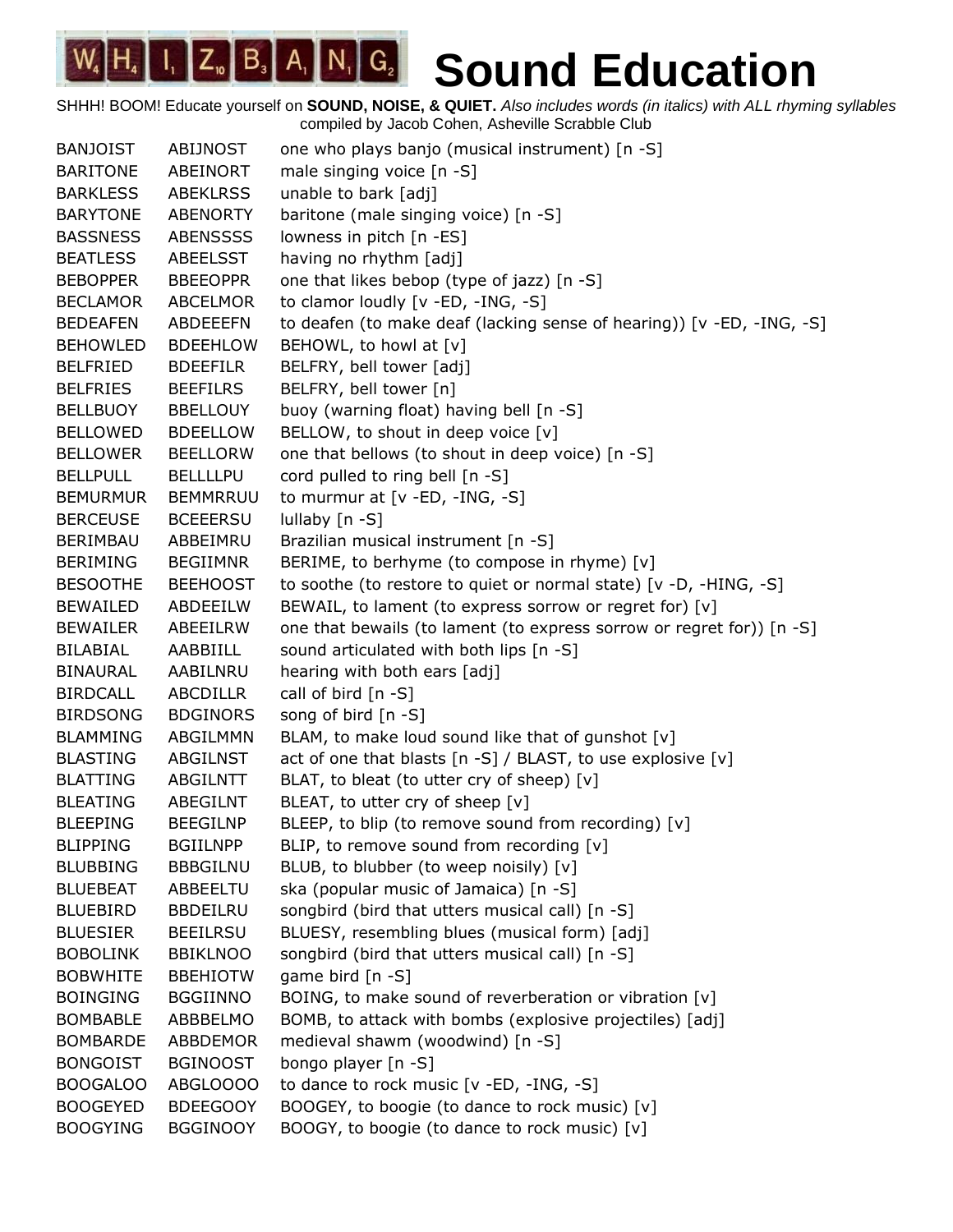# Sound Education

SHHH! BOOM! Educate yourself on **SOUND, NOISE, & QUIET.** *Also includes words (in italics) with ALL rhyming syllables*
compiled by Jacob Cohen, Asheville Scrabble Club

| | | |
|---|---|---|
| BANJOIST | ABIJNOST | one who plays banjo (musical instrument) [n -S] |
| BARITONE | ABEINORT | male singing voice [n -S] |
| BARKLESS | ABEKLRSS | unable to bark [adj] |
| BARYTONE | ABENORTY | baritone (male singing voice) [n -S] |
| BASSNESS | ABENSSSS | lowness in pitch [n -ES] |
| BEATLESS | ABEELSST | having no rhythm [adj] |
| BEBOPPER | BBEEOPPR | one that likes bebop (type of jazz) [n -S] |
| BECLAMOR | ABCELMOR | to clamor loudly [v -ED, -ING, -S] |
| BEDEAFEN | ABDEEEFN | to deafen (to make deaf (lacking sense of hearing)) [v -ED, -ING, -S] |
| BEHOWLED | BDEEHLOW | BEHOWL, to howl at [v] |
| BELFRIED | BDEEFILR | BELFRY, bell tower [adj] |
| BELFRIES | BEEFILRS | BELFRY, bell tower [n] |
| BELLBUOY | BBELLOUY | buoy (warning float) having bell [n -S] |
| BELLOWED | BDEELLOW | BELLOW, to shout in deep voice [v] |
| BELLOWER | BEELLORW | one that bellows (to shout in deep voice) [n -S] |
| BELLPULL | BELLLLPU | cord pulled to ring bell [n -S] |
| BEMURMUR | BEMMRRUU | to murmur at [v -ED, -ING, -S] |
| BERCEUSE | BCEEERSU | lullaby [n -S] |
| BERIMBAU | ABBEIMRU | Brazilian musical instrument [n -S] |
| BERIMING | BEGIIMNR | BERIME, to berhyme (to compose in rhyme) [v] |
| BESOOTHE | BEEHOOST | to soothe (to restore to quiet or normal state) [v -D, -HING, -S] |
| BEWAILED | ABDEEILW | BEWAIL, to lament (to express sorrow or regret for) [v] |
| BEWAILER | ABEEILRW | one that bewails (to lament (to express sorrow or regret for)) [n -S] |
| BILABIAL | AABBIILL | sound articulated with both lips [n -S] |
| BINAURAL | AABILNRU | hearing with both ears [adj] |
| BIRDCALL | ABCDILLR | call of bird [n -S] |
| BIRDSONG | BDGINORS | song of bird [n -S] |
| BLAMMING | ABGILMMN | BLAM, to make loud sound like that of gunshot [v] |
| BLASTING | ABGILNST | act of one that blasts [n -S] / BLAST, to use explosive [v] |
| BLATTING | ABGILNTT | BLAT, to bleat (to utter cry of sheep) [v] |
| BLEATING | ABEGILNT | BLEAT, to utter cry of sheep [v] |
| BLEEPING | BEEGILNP | BLEEP, to blip (to remove sound from recording) [v] |
| BLIPPING | BGIILNPP | BLIP, to remove sound from recording [v] |
| BLUBBING | BBBGILNU | BLUB, to blubber (to weep noisily) [v] |
| BLUEBEAT | ABBEELTU | ska (popular music of Jamaica) [n -S] |
| BLUEBIRD | BBDEILRU | songbird (bird that utters musical call) [n -S] |
| BLUESIER | BEEILRSU | BLUESY, resembling blues (musical form) [adj] |
| BOBOLINK | BBIKLNOO | songbird (bird that utters musical call) [n -S] |
| BOBWHITE | BBEHIOTW | game bird [n -S] |
| BOINGING | BGGIINNO | BOING, to make sound of reverberation or vibration [v] |
| BOMBABLE | ABBBELMO | BOMB, to attack with bombs (explosive projectiles) [adj] |
| BOMBARDE | ABBDEMOR | medieval shawm (woodwind) [n -S] |
| BONGOIST | BGINOOST | bongo player [n -S] |
| BOOGALOO | ABGLOOOO | to dance to rock music [v -ED, -ING, -S] |
| BOOGEYED | BDEEGOOY | BOOGEY, to boogie (to dance to rock music) [v] |
| BOOGYING | BGGINOOY | BOOGY, to boogie (to dance to rock music) [v] |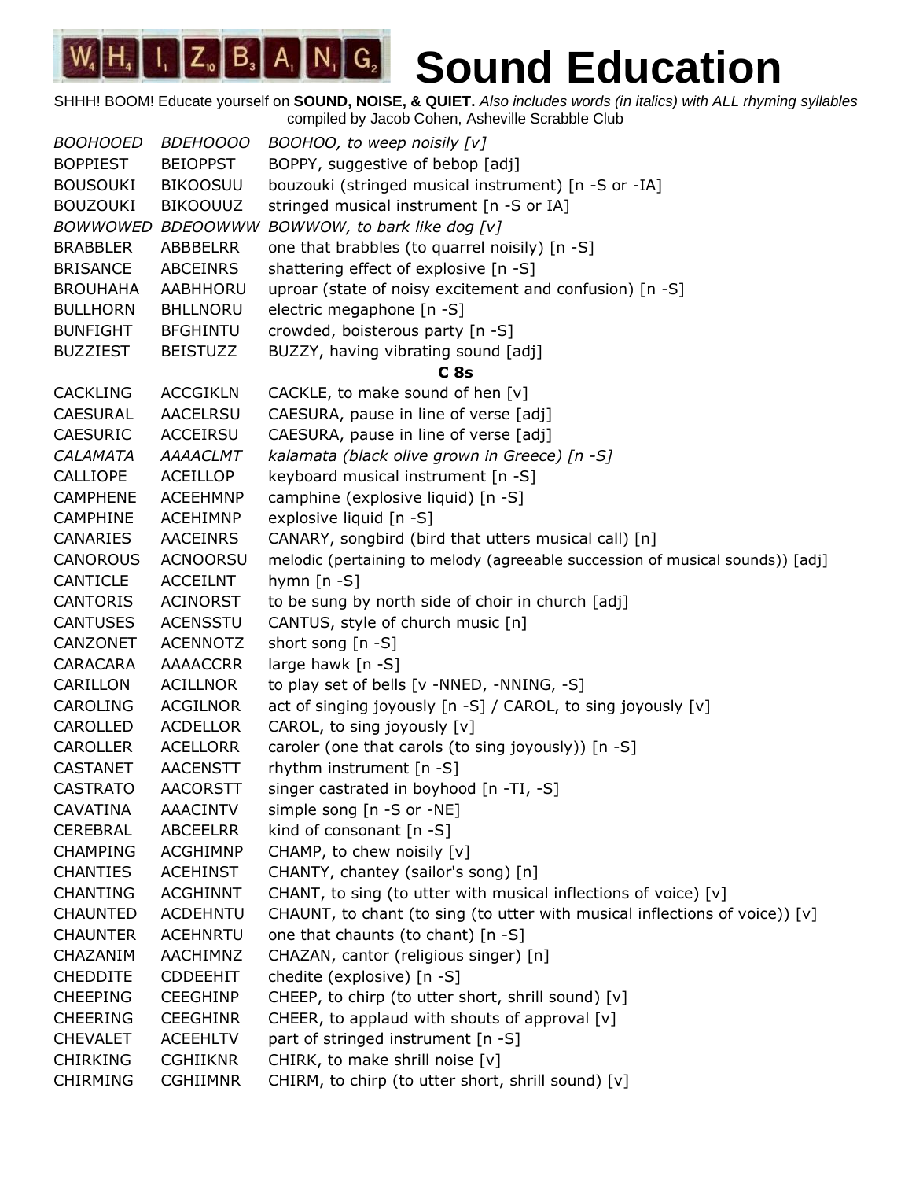# WHIZBANG Sound Education

SHHH! BOOM! Educate yourself on **SOUND, NOISE, & QUIET.** *Also includes words (in italics) with ALL rhyming syllables*
compiled by Jacob Cohen, Asheville Scrabble Club

| | | |
|---|---|---|
| *BOOHOOED* | *BDEHOOOO* | *BOOHOO, to weep noisily [v]* |
| BOPPIEST | BEIOPPST | BOPPY, suggestive of bebop [adj] |
| BOUSOUKI | BIKOOSUU | bouzouki (stringed musical instrument) [n -S or -IA] |
| BOUZOUKI | BIKOOUUZ | stringed musical instrument [n -S or IA] |
| *BOWWOWED* | *BDEOOWWW* | *BOWWOW, to bark like dog [v]* |
| BRABBLER | ABBBELRR | one that brabbles (to quarrel noisily) [n -S] |
| BRISANCE | ABCEINRS | shattering effect of explosive [n -S] |
| BROUHAHA | AABHHORU | uproar (state of noisy excitement and confusion) [n -S] |
| BULLHORN | BHLLNORU | electric megaphone [n -S] |
| BUNFIGHT | BFGHINTU | crowded, boisterous party [n -S] |
| BUZZIEST | BEISTUZZ | BUZZY, having vibrating sound [adj] |
| | | **C 8s** |
| CACKLING | ACCGIKLN | CACKLE, to make sound of hen [v] |
| CAESURAL | AACELRSU | CAESURA, pause in line of verse [adj] |
| CAESURIC | ACCEIRSU | CAESURA, pause in line of verse [adj] |
| *CALAMATA* | *AAAACLMT* | *kalamata (black olive grown in Greece) [n -S]* |
| CALLIOPE | ACEILLOP | keyboard musical instrument [n -S] |
| CAMPHENE | ACEEHMNP | camphine (explosive liquid) [n -S] |
| CAMPHINE | ACEHIMNP | explosive liquid [n -S] |
| CANARIES | AACEINRS | CANARY, songbird (bird that utters musical call) [n] |
| CANOROUS | ACNOORSU | melodic (pertaining to melody (agreeable succession of musical sounds)) [adj] |
| CANTICLE | ACCEILNT | hymn [n -S] |
| CANTORIS | ACINORST | to be sung by north side of choir in church [adj] |
| CANTUSES | ACENSSTU | CANTUS, style of church music [n] |
| CANZONET | ACENNOTZ | short song [n -S] |
| CARACARA | AAAACCRR | large hawk [n -S] |
| CARILLON | ACILLNOR | to play set of bells [v -NNED, -NNING, -S] |
| CAROLING | ACGILNOR | act of singing joyously [n -S] / CAROL, to sing joyously [v] |
| CAROLLED | ACDELLOR | CAROL, to sing joyously [v] |
| CAROLLER | ACELLORR | caroler (one that carols (to sing joyously)) [n -S] |
| CASTANET | AACENSTT | rhythm instrument [n -S] |
| CASTRATO | AACORSTT | singer castrated in boyhood [n -TI, -S] |
| CAVATINA | AAACINTV | simple song [n -S or -NE] |
| CEREBRAL | ABCEELRR | kind of consonant [n -S] |
| CHAMPING | ACGHIMNP | CHAMP, to chew noisily [v] |
| CHANTIES | ACEHINST | CHANTY, chantey (sailor's song) [n] |
| CHANTING | ACGHINNT | CHANT, to sing (to utter with musical inflections of voice) [v] |
| CHAUNTED | ACDEHNTU | CHAUNT, to chant (to sing (to utter with musical inflections of voice)) [v] |
| CHAUNTER | ACEHNRTU | one that chaunts (to chant) [n -S] |
| CHAZANIM | AACHIMNZ | CHAZAN, cantor (religious singer) [n] |
| CHEDDITE | CDDEEHIT | chedite (explosive) [n -S] |
| CHEEPING | CEEGHINP | CHEEP, to chirp (to utter short, shrill sound) [v] |
| CHEERING | CEEGHINR | CHEER, to applaud with shouts of approval [v] |
| CHEVALET | ACEEHLTV | part of stringed instrument [n -S] |
| CHIRKING | CGHIIKNR | CHIRK, to make shrill noise [v] |
| CHIRMING | CGHIIMNR | CHIRM, to chirp (to utter short, shrill sound) [v] |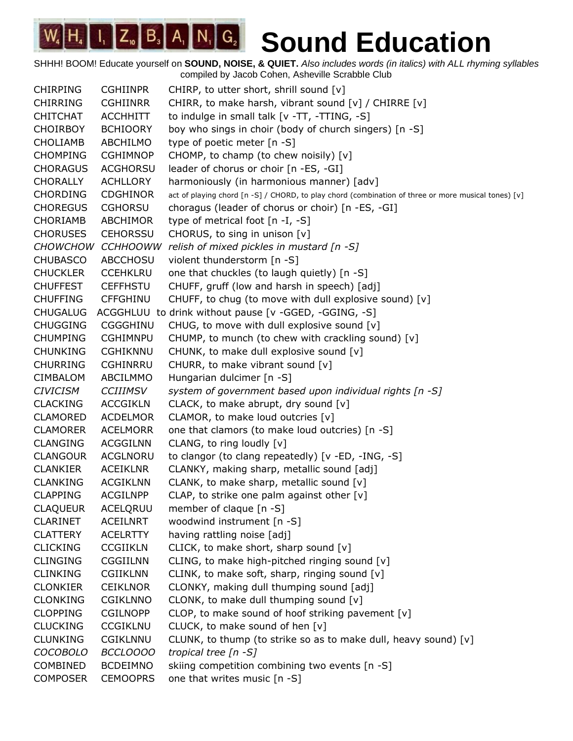# Sound Education

SHHH! BOOM! Educate yourself on **SOUND, NOISE, & QUIET.** *Also includes words (in italics) with ALL rhyming syllables*
compiled by Jacob Cohen, Asheville Scrabble Club

| | | |
|---|---|---|
| CHIRPING | CGHIINPR | CHIRP, to utter short, shrill sound [v] |
| CHIRRING | CGHIINRR | CHIRR, to make harsh, vibrant sound [v] / CHIRRE [v] |
| CHITCHAT | ACCHHITT | to indulge in small talk [v -TT, -TTING, -S] |
| CHOIRBOY | BCHIOORY | boy who sings in choir (body of church singers) [n -S] |
| CHOLIAMB | ABCHILMO | type of poetic meter [n -S] |
| CHOMPING | CGHIMNOP | CHOMP, to champ (to chew noisily) [v] |
| CHORAGUS | ACGHORSU | leader of chorus or choir [n -ES, -GI] |
| CHORALLY | ACHLLORY | harmoniously (in harmonious manner) [adv] |
| CHORDING | CDGHINOR | act of playing chord [n -S] / CHORD, to play chord (combination of three or more musical tones) [v] |
| CHOREGUS | CGHORSU | choragus (leader of chorus or choir) [n -ES, -GI] |
| CHORIAMB | ABCHIMOR | type of metrical foot [n -I, -S] |
| CHORUSES | CEHORSSU | CHORUS, to sing in unison [v] |
| *CHOWCHOW* | *CCHHOOWW* | *relish of mixed pickles in mustard [n -S]* |
| CHUBASCO | ABCCHOSU | violent thunderstorm [n -S] |
| CHUCKLER | CCEHKLRU | one that chuckles (to laugh quietly) [n -S] |
| CHUFFEST | CEFFHSTU | CHUFF, gruff (low and harsh in speech) [adj] |
| CHUFFING | CFFGHINU | CHUFF, to chug (to move with dull explosive sound) [v] |
| CHUGALUG | ACGGHLUU | to drink without pause [v -GGED, -GGING, -S] |
| CHUGGING | CGGGHINU | CHUG, to move with dull explosive sound [v] |
| CHUMPING | CGHIMNPU | CHUMP, to munch (to chew with crackling sound) [v] |
| CHUNKING | CGHIKNNU | CHUNK, to make dull explosive sound [v] |
| CHURRING | CGHINRRU | CHURR, to make vibrant sound [v] |
| CIMBALOM | ABCILMMO | Hungarian dulcimer [n -S] |
| *CIVICISM* | *CCIIIMSV* | *system of government based upon individual rights [n -S]* |
| CLACKING | ACCGIKLN | CLACK, to make abrupt, dry sound [v] |
| CLAMORED | ACDELMOR | CLAMOR, to make loud outcries [v] |
| CLAMORER | ACELMORR | one that clamors (to make loud outcries) [n -S] |
| CLANGING | ACGGILNN | CLANG, to ring loudly [v] |
| CLANGOUR | ACGLNORU | to clangor (to clang repeatedly) [v -ED, -ING, -S] |
| CLANKIER | ACEIKLNR | CLANKY, making sharp, metallic sound [adj] |
| CLANKING | ACGIKLNN | CLANK, to make sharp, metallic sound [v] |
| CLAPPING | ACGILNPP | CLAP, to strike one palm against other [v] |
| CLAQUEUR | ACELQRUU | member of claque [n -S] |
| CLARINET | ACEILNRT | woodwind instrument [n -S] |
| CLATTERY | ACELRTTY | having rattling noise [adj] |
| CLICKING | CCGIIKLN | CLICK, to make short, sharp sound [v] |
| CLINGING | CGGIILNN | CLING, to make high-pitched ringing sound [v] |
| CLINKING | CGIIKLNN | CLINK, to make soft, sharp, ringing sound [v] |
| CLONKIER | CEIKLNOR | CLONKY, making dull thumping sound [adj] |
| CLONKING | CGIKLNNO | CLONK, to make dull thumping sound [v] |
| CLOPPING | CGILNOPP | CLOP, to make sound of hoof striking pavement [v] |
| CLUCKING | CCGIKLNU | CLUCK, to make sound of hen [v] |
| CLUNKING | CGIKLNNU | CLUNK, to thump (to strike so as to make dull, heavy sound) [v] |
| *COCOBOLO* | *BCCLOOOO* | *tropical tree [n -S]* |
| COMBINED | BCDEIMNO | skiing competition combining two events [n -S] |
| COMPOSER | CEMOOPRS | one that writes music [n -S] |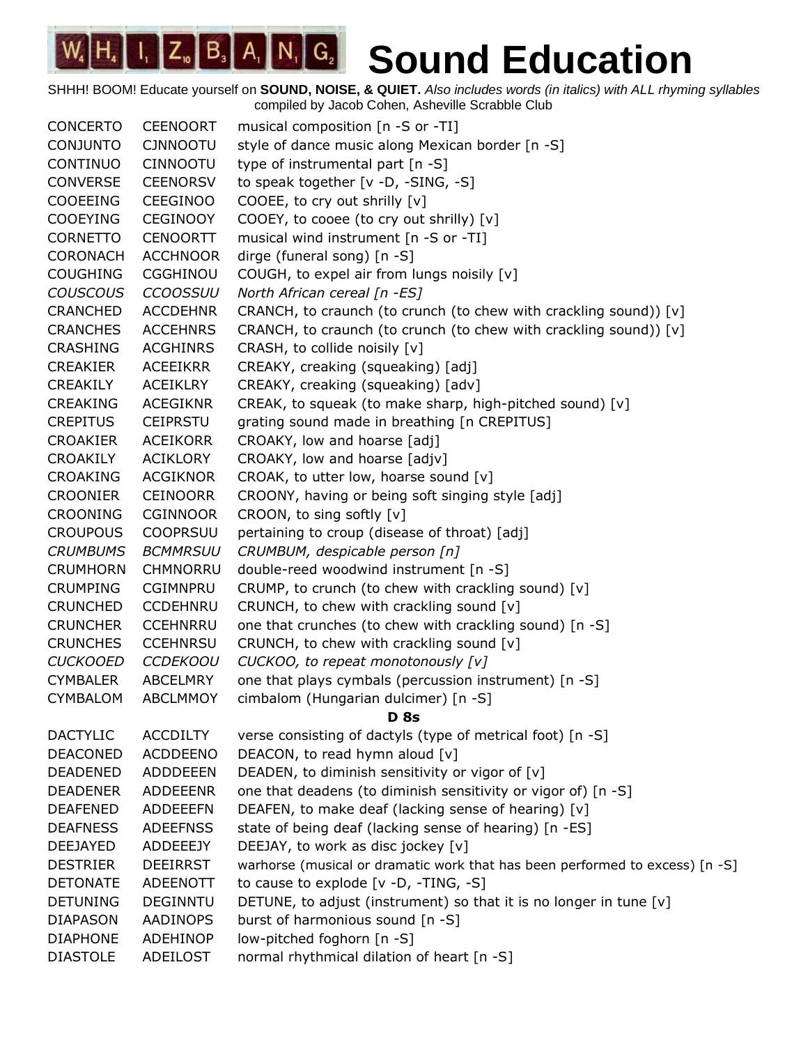# Sound Education

SHHH! BOOM! Educate yourself on **SOUND, NOISE, & QUIET.** *Also includes words (in italics) with ALL rhyming syllables*
compiled by Jacob Cohen, Asheville Scrabble Club

| | | |
|---|---|---|
| CONCERTO | CEENOORT | musical composition [n -S or -TI] |
| CONJUNTO | CJNNOOTU | style of dance music along Mexican border [n -S] |
| CONTINUO | CINNOOTU | type of instrumental part [n -S] |
| CONVERSE | CEENORSV | to speak together [v -D, -SING, -S] |
| COOEEING | CEEGINOO | COOEE, to cry out shrilly [v] |
| COOEYING | CEGINOOY | COOEY, to cooee (to cry out shrilly) [v] |
| CORNETTO | CENOORTT | musical wind instrument [n -S or -TI] |
| CORONACH | ACCHNOOR | dirge (funeral song) [n -S] |
| COUGHING | CGGHINOU | COUGH, to expel air from lungs noisily [v] |
| *COUSCOUS* | *CCOOSSUU* | *North African cereal [n -ES]* |
| CRANCHED | ACCDEHNR | CRANCH, to craunch (to crunch (to chew with crackling sound)) [v] |
| CRANCHES | ACCEHNRS | CRANCH, to craunch (to crunch (to chew with crackling sound)) [v] |
| CRASHING | ACGHINRS | CRASH, to collide noisily [v] |
| CREAKIER | ACEEIKRR | CREAKY, creaking (squeaking) [adj] |
| CREAKILY | ACEIKLRY | CREAKY, creaking (squeaking) [adv] |
| CREAKING | ACEGIKNR | CREAK, to squeak (to make sharp, high-pitched sound) [v] |
| CREPITUS | CEIPRSTU | grating sound made in breathing [n CREPITUS] |
| CROAKIER | ACEIKORR | CROAKY, low and hoarse [adj] |
| CROAKILY | ACIKLORY | CROAKY, low and hoarse [adjv] |
| CROAKING | ACGIKNOR | CROAK, to utter low, hoarse sound [v] |
| CROONIER | CEINOORR | CROONY, having or being soft singing style [adj] |
| CROONING | CGINNOOR | CROON, to sing softly [v] |
| CROUPOUS | COOPRSUU | pertaining to croup (disease of throat) [adj] |
| *CRUMBUMS* | *BCMMRSUU* | *CRUMBUM, despicable person [n]* |
| CRUMHORN | CHMNORRU | double-reed woodwind instrument [n -S] |
| CRUMPING | CGIMNPRU | CRUMP, to crunch (to chew with crackling sound) [v] |
| CRUNCHED | CCDEHNRU | CRUNCH, to chew with crackling sound [v] |
| CRUNCHER | CCEHNRRU | one that crunches (to chew with crackling sound) [n -S] |
| CRUNCHES | CCEHNRSU | CRUNCH, to chew with crackling sound [v] |
| *CUCKOOED* | *CCDEKOOU* | *CUCKOO, to repeat monotonously [v]* |
| CYMBALER | ABCELMRY | one that plays cymbals (percussion instrument) [n -S] |
| CYMBALOM | ABCLMMOY | cimbalom (Hungarian dulcimer) [n -S] |
| | | **D 8s** |
| DACTYLIC | ACCDILTY | verse consisting of dactyls (type of metrical foot) [n -S] |
| DEACONED | ACDDEENO | DEACON, to read hymn aloud [v] |
| DEADENED | ADDDEEEN | DEADEN, to diminish sensitivity or vigor of [v] |
| DEADENER | ADDEEENR | one that deadens (to diminish sensitivity or vigor of) [n -S] |
| DEAFENED | ADDEEEFN | DEAFEN, to make deaf (lacking sense of hearing) [v] |
| DEAFNESS | ADEEFNSS | state of being deaf (lacking sense of hearing) [n -ES] |
| DEEJAYED | ADDEEEJY | DEEJAY, to work as disc jockey [v] |
| DESTRIER | DEEIRRST | warhorse (musical or dramatic work that has been performed to excess) [n -S] |
| DETONATE | ADEENOTT | to cause to explode [v -D, -TING, -S] |
| DETUNING | DEGINNTU | DETUNE, to adjust (instrument) so that it is no longer in tune [v] |
| DIAPASON | AADINOPS | burst of harmonious sound [n -S] |
| DIAPHONE | ADEHINOP | low-pitched foghorn [n -S] |
| DIASTOLE | ADEILOST | normal rhythmical dilation of heart [n -S] |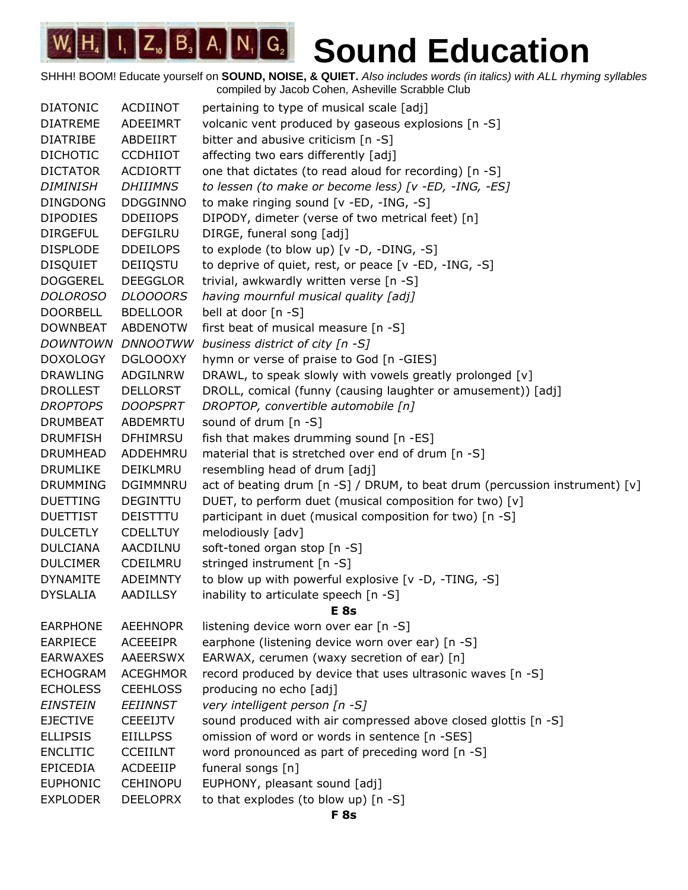# Sound Education

SHHH! BOOM! Educate yourself on **SOUND, NOISE, & QUIET.** *Also includes words (in italics) with ALL rhyming syllables*
compiled by Jacob Cohen, Asheville Scrabble Club

| | | |
|---|---|---|
| DIATONIC | ACDIINOT | pertaining to type of musical scale [adj] |
| DIATREME | ADEEIMRT | volcanic vent produced by gaseous explosions [n -S] |
| DIATRIBE | ABDEIIRT | bitter and abusive criticism [n -S] |
| DICHOTIC | CCDHIIOT | affecting two ears differently [adj] |
| DICTATOR | ACDIORTT | one that dictates (to read aloud for recording) [n -S] |
| *DIMINISH* | *DHIIIMNS* | *to lessen (to make or become less) [v -ED, -ING, -ES]* |
| DINGDONG | DDGGINNO | to make ringing sound [v -ED, -ING, -S] |
| DIPODIES | DDEIIOPS | DIPODY, dimeter (verse of two metrical feet) [n] |
| DIRGEFUL | DEFGILRU | DIRGE, funeral song [adj] |
| DISPLODE | DDEILOPS | to explode (to blow up) [v -D, -DING, -S] |
| DISQUIET | DEIIQSTU | to deprive of quiet, rest, or peace [v -ED, -ING, -S] |
| DOGGEREL | DEEGGLOR | trivial, awkwardly written verse [n -S] |
| *DOLOROSO* | *DLOOOORS* | *having mournful musical quality [adj]* |
| DOORBELL | BDELLOOR | bell at door [n -S] |
| DOWNBEAT | ABDENOTW | first beat of musical measure [n -S] |
| *DOWNTOWN* | *DNNOOTWW* | *business district of city [n -S]* |
| DOXOLOGY | DGLOOOXY | hymn or verse of praise to God [n -GIES] |
| DRAWLING | ADGILNRW | DRAWL, to speak slowly with vowels greatly prolonged [v] |
| DROLLEST | DELLORST | DROLL, comical (funny (causing laughter or amusement)) [adj] |
| *DROPTOPS* | *DOOPSPRT* | *DROPTOP, convertible automobile [n]* |
| DRUMBEAT | ABDEMRTU | sound of drum [n -S] |
| DRUMFISH | DFHIMRSU | fish that makes drumming sound [n -ES] |
| DRUMHEAD | ADDEHMRU | material that is stretched over end of drum [n -S] |
| DRUMLIKE | DEIKLMRU | resembling head of drum [adj] |
| DRUMMING | DGIMMNRU | act of beating drum [n -S] / DRUM, to beat drum (percussion instrument) [v] |
| DUETTING | DEGINTTU | DUET, to perform duet (musical composition for two) [v] |
| DUETTIST | DEISTTTU | participant in duet (musical composition for two) [n -S] |
| DULCETLY | CDELLTUY | melodiously [adv] |
| DULCIANA | AACDILNU | soft-toned organ stop [n -S] |
| DULCIMER | CDEILMRU | stringed instrument [n -S] |
| DYNAMITE | ADEIMNTY | to blow up with powerful explosive [v -D, -TING, -S] |
| DYSLALIA | AADILLSY | inability to articulate speech [n -S] |

**E 8s**

| | | |
|---|---|---|
| EARPHONE | AEEHNOPR | listening device worn over ear [n -S] |
| EARPIECE | ACEEEIPR | earphone (listening device worn over ear) [n -S] |
| EARWAXES | AAEERSWX | EARWAX, cerumen (waxy secretion of ear) [n] |
| ECHOGRAM | ACEGHMOR | record produced by device that uses ultrasonic waves [n -S] |
| ECHOLESS | CEEHLOSS | producing no echo [adj] |
| *EINSTEIN* | *EEIINNST* | *very intelligent person [n -S]* |
| EJECTIVE | CEEEIJTV | sound produced with air compressed above closed glottis [n -S] |
| ELLIPSIS | EIILLPSS | omission of word or words in sentence [n -SES] |
| ENCLITIC | CCEIILNT | word pronounced as part of preceding word [n -S] |
| EPICEDIA | ACDEEIIP | funeral songs [n] |
| EUPHONIC | CEHINOPU | EUPHONY, pleasant sound [adj] |
| EXPLODER | DEELOPRX | to that explodes (to blow up) [n -S] |

**F 8s**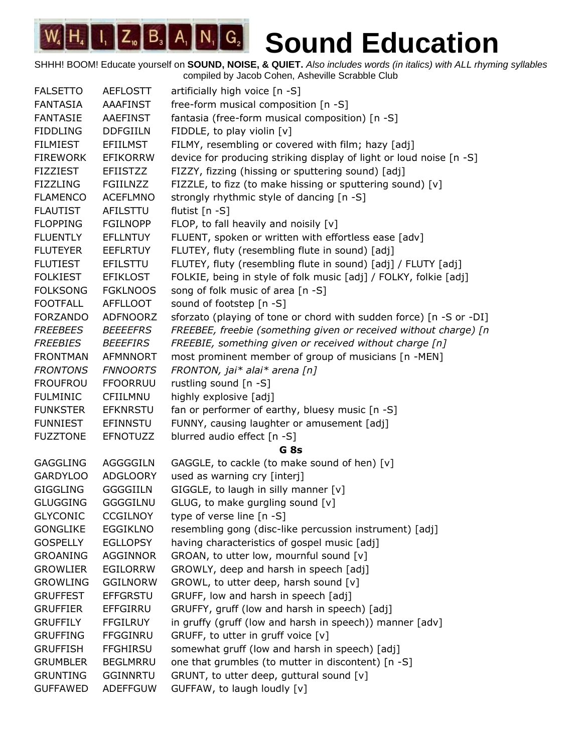# Sound Education

SHHH! BOOM! Educate yourself on **SOUND, NOISE, & QUIET.** *Also includes words (in italics) with ALL rhyming syllables*
compiled by Jacob Cohen, Asheville Scrabble Club

| | | |
|---|---|---|
| FALSETTO | AEFLOSTT | artificially high voice [n -S] |
| FANTASIA | AAAFINST | free-form musical composition [n -S] |
| FANTASIE | AAEFINST | fantasia (free-form musical composition) [n -S] |
| FIDDLING | DDFGIILN | FIDDLE, to play violin [v] |
| FILMIEST | EFIILMST | FILMY, resembling or covered with film; hazy [adj] |
| FIREWORK | EFIKORRW | device for producing striking display of light or loud noise [n -S] |
| FIZZIEST | EFIISTZZ | FIZZY, fizzing (hissing or sputtering sound) [adj] |
| FIZZLING | FGIILNZZ | FIZZLE, to fizz (to make hissing or sputtering sound) [v] |
| FLAMENCO | ACEFLMNO | strongly rhythmic style of dancing [n -S] |
| FLAUTIST | AFILSTTU | flutist [n -S] |
| FLOPPING | FGILNOPP | FLOP, to fall heavily and noisily [v] |
| FLUENTLY | EFLLNTUY | FLUENT, spoken or written with effortless ease [adv] |
| FLUTEYER | EEFLRTUY | FLUTEY, fluty (resembling flute in sound) [adj] |
| FLUTIEST | EFILSTTU | FLUTEY, fluty (resembling flute in sound) [adj] / FLUTY [adj] |
| FOLKIEST | EFIKLOST | FOLKIE, being in style of folk music [adj] / FOLKY, folkie [adj] |
| FOLKSONG | FGKLNOOS | song of folk music of area [n -S] |
| FOOTFALL | AFFLLOOT | sound of footstep [n -S] |
| FORZANDO | ADFNOORZ | sforzato (playing of tone or chord with sudden force) [n -S or -DI] |
| *FREEBEES* | *BEEEEFRS* | *FREEBEE, freebie (something given or received without charge) [n* |
| *FREEBIES* | *BEEEFIRS* | *FREEBIE, something given or received without charge [n]* |
| FRONTMAN | AFMNNORT | most prominent member of group of musicians [n -MEN] |
| *FRONTONS* | *FNNOORTS* | *FRONTON, jai* alai* arena [n]* |
| FROUFROU | FFOORRUU | rustling sound [n -S] |
| FULMINIC | CFIILMNU | highly explosive [adj] |
| FUNKSTER | EFKNRSTU | fan or performer of earthy, bluesy music [n -S] |
| FUNNIEST | EFINNSTU | FUNNY, causing laughter or amusement [adj] |
| FUZZTONE | EFNOTUZZ | blurred audio effect [n -S] |
| | **G 8s** | |
| GAGGLING | AGGGGILN | GAGGLE, to cackle (to make sound of hen) [v] |
| GARDYLOO | ADGLOORY | used as warning cry [interj] |
| GIGGLING | GGGGIILN | GIGGLE, to laugh in silly manner [v] |
| GLUGGING | GGGGILNU | GLUG, to make gurgling sound [v] |
| GLYCONIC | CCGILNOY | type of verse line [n -S] |
| GONGLIKE | EGGIKLNO | resembling gong (disc-like percussion instrument) [adj] |
| GOSPELLY | EGLLOPSY | having characteristics of gospel music [adj] |
| GROANING | AGGINNOR | GROAN, to utter low, mournful sound [v] |
| GROWLIER | EGILORRW | GROWLY, deep and harsh in speech [adj] |
| GROWLING | GGILNORW | GROWL, to utter deep, harsh sound [v] |
| GRUFFEST | EFFGRSTU | GRUFF, low and harsh in speech [adj] |
| GRUFFIER | EFFGIRRU | GRUFFY, gruff (low and harsh in speech) [adj] |
| GRUFFILY | FFGILRUY | in gruffy (gruff (low and harsh in speech)) manner [adv] |
| GRUFFING | FFGGINRU | GRUFF, to utter in gruff voice [v] |
| GRUFFISH | FFGHIRSU | somewhat gruff (low and harsh in speech) [adj] |
| GRUMBLER | BEGLMRRU | one that grumbles (to mutter in discontent) [n -S] |
| GRUNTING | GGINNRTU | GRUNT, to utter deep, guttural sound [v] |
| GUFFAWED | ADEFFGUW | GUFFAW, to laugh loudly [v] |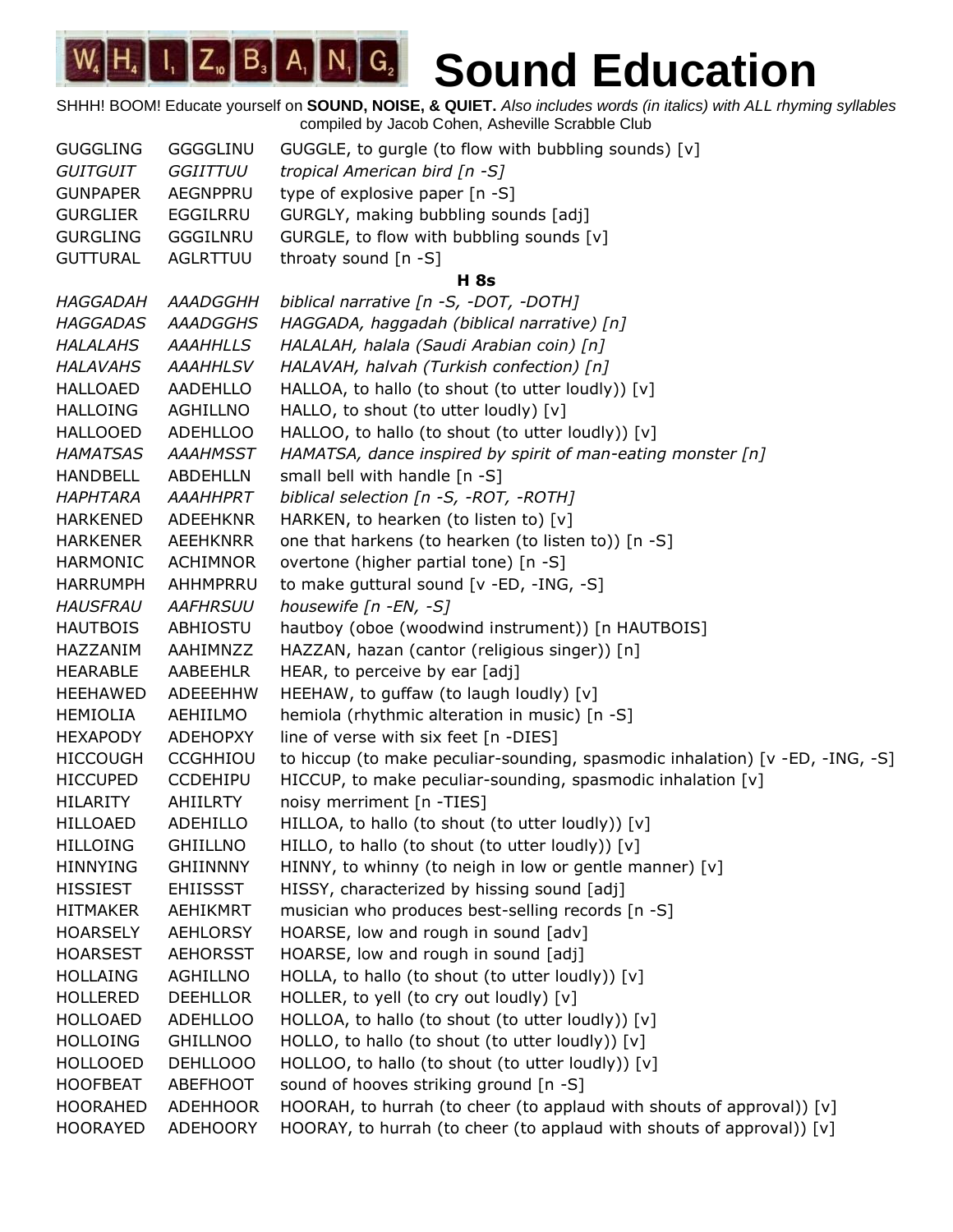# Sound Education

SHHH! BOOM! Educate yourself on **SOUND, NOISE, & QUIET.** *Also includes words (in italics) with ALL rhyming syllables* compiled by Jacob Cohen, Asheville Scrabble Club

| | | |
|---|---|---|
| GUGGLING | GGGGLINU | GUGGLE, to gurgle (to flow with bubbling sounds) [v] |
| *GUITGUIT* | *GGIITTUU* | *tropical American bird [n -S]* |
| GUNPAPER | AEGNPPRU | type of explosive paper [n -S] |
| GURGLIER | EGGILRRU | GURGLY, making bubbling sounds [adj] |
| GURGLING | GGGILNRU | GURGLE, to flow with bubbling sounds [v] |
| GUTTURAL | AGLRTTUU | throaty sound [n -S] |

**H 8s**

| | | |
|---|---|---|
| *HAGGADAH* | *AAADGGHH* | *biblical narrative [n -S, -DOT, -DOTH]* |
| *HAGGADAS* | *AAADGGHS* | *HAGGADA, haggadah (biblical narrative) [n]* |
| *HALALAHS* | *AAAHHLLS* | *HALALAH, halala (Saudi Arabian coin) [n]* |
| *HALAVAHS* | *AAAHHLSV* | *HALAVAH, halvah (Turkish confection) [n]* |
| HALLOAED | AADEHLLO | HALLOA, to hallo (to shout (to utter loudly)) [v] |
| HALLOING | AGHILLNO | HALLO, to shout (to utter loudly) [v] |
| HALLOOED | ADEHLLOO | HALLOO, to hallo (to shout (to utter loudly)) [v] |
| *HAMATSAS* | *AAAHMSST* | *HAMATSA, dance inspired by spirit of man-eating monster [n]* |
| HANDBELL | ABDEHLLN | small bell with handle [n -S] |
| *HAPHTARA* | *AAAHHPRT* | *biblical selection [n -S, -ROT, -ROTH]* |
| HARKENED | ADEEHKNR | HARKEN, to hearken (to listen to) [v] |
| HARKENER | AEEHKNRR | one that harkens (to hearken (to listen to)) [n -S] |
| HARMONIC | ACHIMNOR | overtone (higher partial tone) [n -S] |
| HARRUMPH | AHHMPRRU | to make guttural sound [v -ED, -ING, -S] |
| *HAUSFRAU* | *AAFHRSUU* | *housewife [n -EN, -S]* |
| HAUTBOIS | ABHIOSTU | hautboy (oboe (woodwind instrument)) [n HAUTBOIS] |
| HAZZANIM | AAHIMNZZ | HAZZAN, hazan (cantor (religious singer)) [n] |
| HEARABLE | AABEEHLR | HEAR, to perceive by ear [adj] |
| HEEHAWED | ADEEEHHW | HEEHAW, to guffaw (to laugh loudly) [v] |
| HEMIOLIA | AEHIILMO | hemiola (rhythmic alteration in music) [n -S] |
| HEXAPODY | ADEHOPXY | line of verse with six feet [n -DIES] |
| HICCOUGH | CCGHHIOU | to hiccup (to make peculiar-sounding, spasmodic inhalation) [v -ED, -ING, -S] |
| HICCUPED | CCDEHIPU | HICCUP, to make peculiar-sounding, spasmodic inhalation [v] |
| HILARITY | AHIILRTY | noisy merriment [n -TIES] |
| HILLOAED | ADEHILLO | HILLOA, to hallo (to shout (to utter loudly)) [v] |
| HILLOING | GHIILLNO | HILLO, to hallo (to shout (to utter loudly)) [v] |
| HINNYING | GHIINNNY | HINNY, to whinny (to neigh in low or gentle manner) [v] |
| HISSIEST | EHIISSST | HISSY, characterized by hissing sound [adj] |
| HITMAKER | AEHIKMRT | musician who produces best-selling records [n -S] |
| HOARSELY | AEHLORSY | HOARSE, low and rough in sound [adv] |
| HOARSEST | AEHORSST | HOARSE, low and rough in sound [adj] |
| HOLLAING | AGHILLNO | HOLLA, to hallo (to shout (to utter loudly)) [v] |
| HOLLERED | DEEHLLOR | HOLLER, to yell (to cry out loudly) [v] |
| HOLLOAED | ADEHLLOO | HOLLOA, to hallo (to shout (to utter loudly)) [v] |
| HOLLOING | GHILLNOO | HOLLO, to hallo (to shout (to utter loudly)) [v] |
| HOLLOOED | DEHLLOOO | HOLLOO, to hallo (to shout (to utter loudly)) [v] |
| HOOFBEAT | ABEFHOOT | sound of hooves striking ground [n -S] |
| HOORAHED | ADEHHOOR | HOORAH, to hurrah (to cheer (to applaud with shouts of approval)) [v] |
| HOORAYED | ADEHOORY | HOORAY, to hurrah (to cheer (to applaud with shouts of approval)) [v] |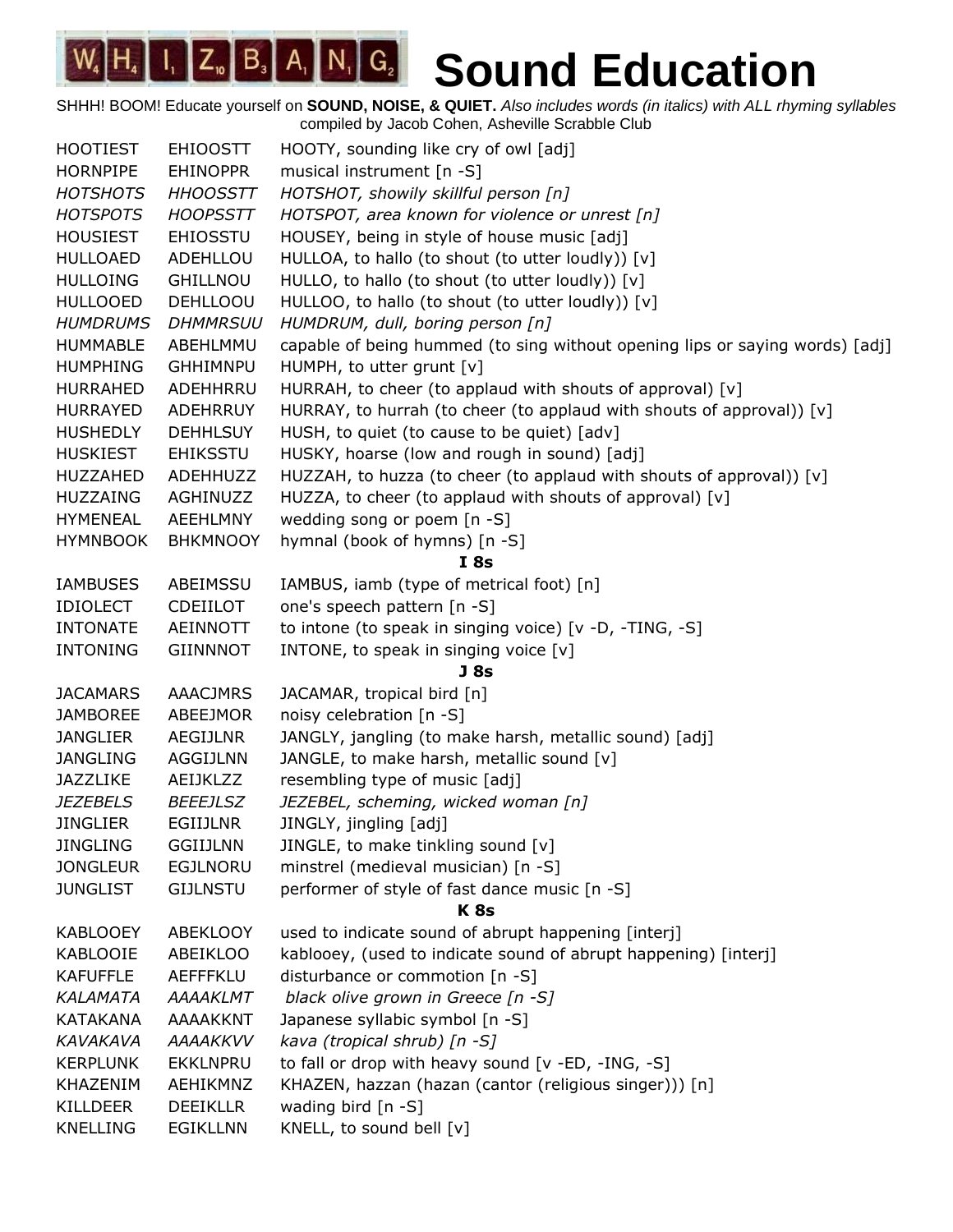# WHIZBANG Sound Education

SHHH! BOOM! Educate yourself on **SOUND, NOISE, & QUIET.** *Also includes words (in italics) with ALL rhyming syllables*
compiled by Jacob Cohen, Asheville Scrabble Club

| | | |
|---|---|---|
| HOOTIEST | EHIOOSTT | HOOTY, sounding like cry of owl [adj] |
| HORNPIPE | EHINOPPR | musical instrument [n -S] |
| *HOTSHOTS* | *HHOOSSTT* | *HOTSHOT, showily skillful person [n]* |
| *HOTSPOTS* | *HOOPSSTT* | *HOTSPOT, area known for violence or unrest [n]* |
| HOUSIEST | EHIOSSTU | HOUSEY, being in style of house music [adj] |
| HULLOAED | ADEHLLOU | HULLOA, to hallo (to shout (to utter loudly)) [v] |
| HULLOING | GHILLNOU | HULLO, to hallo (to shout (to utter loudly)) [v] |
| HULLOOED | DEHLLOOU | HULLOO, to hallo (to shout (to utter loudly)) [v] |
| *HUMDRUMS* | *DHMMRSUU* | *HUMDRUM, dull, boring person [n]* |
| HUMMABLE | ABEHLMMU | capable of being hummed (to sing without opening lips or saying words) [adj] |
| HUMPHING | GHHIMNPU | HUMPH, to utter grunt [v] |
| HURRAHED | ADEHHRRU | HURRAH, to cheer (to applaud with shouts of approval) [v] |
| HURRAYED | ADEHRRUY | HURRAY, to hurrah (to cheer (to applaud with shouts of approval)) [v] |
| HUSHEDLY | DEHHLSUY | HUSH, to quiet (to cause to be quiet) [adv] |
| HUSKIEST | EHIKSSTU | HUSKY, hoarse (low and rough in sound) [adj] |
| HUZZAHED | ADEHHUZZ | HUZZAH, to huzza (to cheer (to applaud with shouts of approval)) [v] |
| HUZZAING | AGHINUZZ | HUZZA, to cheer (to applaud with shouts of approval) [v] |
| HYMENEAL | AEEHLMNY | wedding song or poem [n -S] |
| HYMNBOOK | BHKMNOOY | hymnal (book of hymns) [n -S] |
| | | **I 8s** |
| IAMBUSES | ABEIMSSU | IAMBUS, iamb (type of metrical foot) [n] |
| IDIOLECT | CDEIILOT | one's speech pattern [n -S] |
| INTONATE | AEINNOTT | to intone (to speak in singing voice) [v -D, -TING, -S] |
| INTONING | GIINNNOT | INTONE, to speak in singing voice [v] |
| | | **J 8s** |
| JACAMARS | AAACJMRS | JACAMAR, tropical bird [n] |
| JAMBOREE | ABEEJMOR | noisy celebration [n -S] |
| JANGLIER | AEGIJLNR | JANGLY, jangling (to make harsh, metallic sound) [adj] |
| JANGLING | AGGIJLNN | JANGLE, to make harsh, metallic sound [v] |
| JAZZLIKE | AEIJKLZZ | resembling type of music [adj] |
| *JEZEBELS* | *BEEEJLSZ* | *JEZEBEL, scheming, wicked woman [n]* |
| JINGLIER | EGIIJLNR | JINGLY, jingling [adj] |
| JINGLING | GGIIJLNN | JINGLE, to make tinkling sound [v] |
| JONGLEUR | EGJLNORU | minstrel (medieval musician) [n -S] |
| JUNGLIST | GIJLNSTU | performer of style of fast dance music [n -S] |
| | | **K 8s** |
| KABLOOEY | ABEKLOOY | used to indicate sound of abrupt happening [interj] |
| KABLOOIE | ABEIKLOO | kablooey, (used to indicate sound of abrupt happening) [interj] |
| KAFUFFLE | AEFFFKLU | disturbance or commotion [n -S] |
| *KALAMATA* | *AAAAKLMT* | *black olive grown in Greece [n -S]* |
| KATAKANA | AAAAKKNT | Japanese syllabic symbol [n -S] |
| *KAVAKAVA* | *AAAAKKVV* | *kava (tropical shrub) [n -S]* |
| KERPLUNK | EKKLNPRU | to fall or drop with heavy sound [v -ED, -ING, -S] |
| KHAZENIM | AEHIKMNZ | KHAZEN, hazzan (hazan (cantor (religious singer))) [n] |
| KILLDEER | DEEIKLLR | wading bird [n -S] |
| KNELLING | EGIKLLNN | KNELL, to sound bell [v] |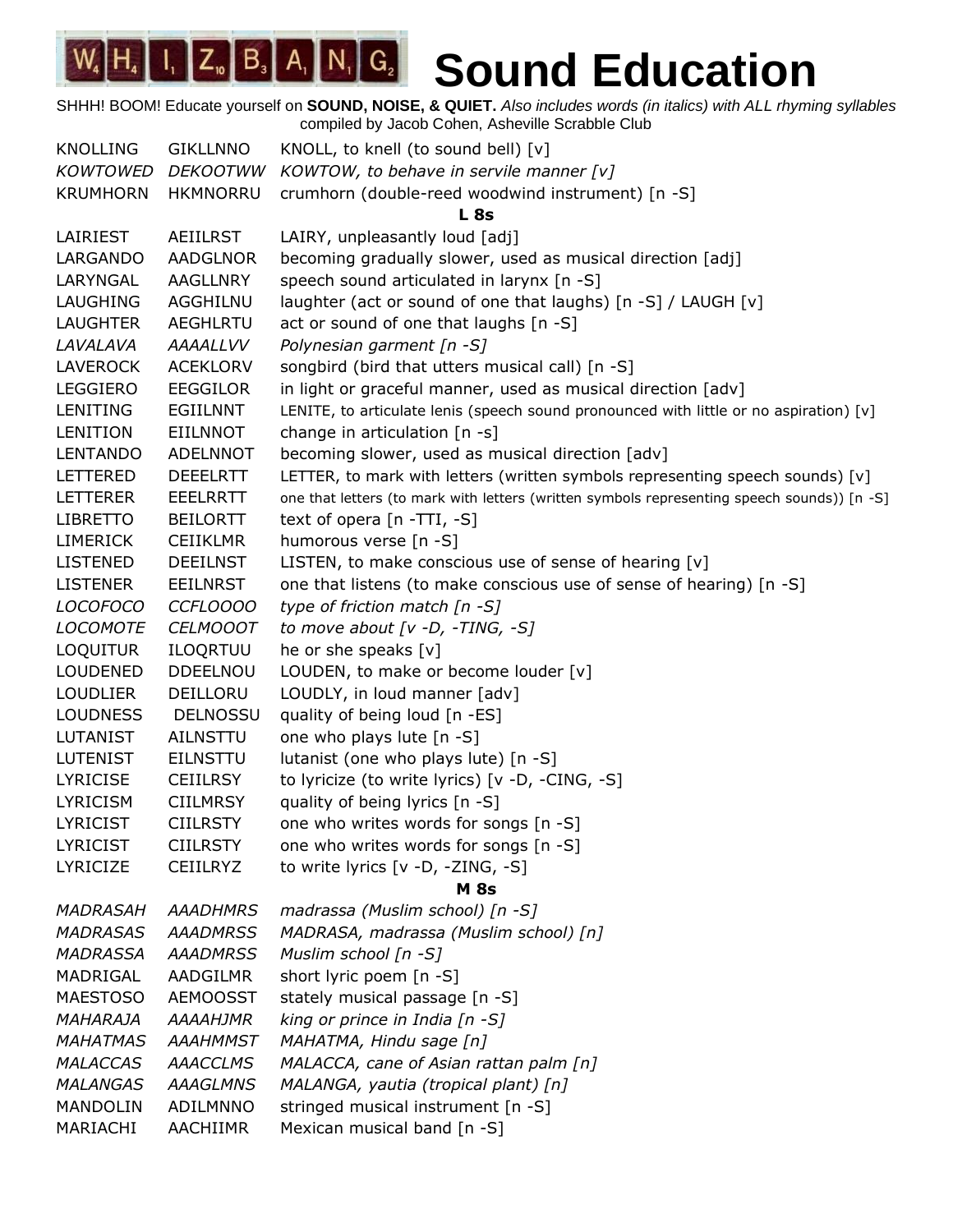# WHIZBANG Sound Education

SHHH! BOOM! Educate yourself on **SOUND, NOISE, & QUIET.** *Also includes words (in italics) with ALL rhyming syllables*
compiled by Jacob Cohen, Asheville Scrabble Club

| | | |
|---|---|---|
| KNOLLING | GIKLLNNO | KNOLL, to knell (to sound bell) [v] |
| *KOWTOWED* | *DEKOOTWW* | *KOWTOW, to behave in servile manner [v]* |
| KRUMHORN | HKMNORRU | crumhorn (double-reed woodwind instrument) [n -S] |
| | | **L 8s** |
| LAIRIEST | AEIILRST | LAIRY, unpleasantly loud [adj] |
| LARGANDO | AADGLNOR | becoming gradually slower, used as musical direction [adj] |
| LARYNGAL | AAGLLNRY | speech sound articulated in larynx [n -S] |
| LAUGHING | AGGHILNU | laughter (act or sound of one that laughs) [n -S] / LAUGH [v] |
| LAUGHTER | AEGHLRTU | act or sound of one that laughs [n -S] |
| *LAVALAVA* | *AAAALLVV* | *Polynesian garment [n -S]* |
| LAVEROCK | ACEKLORV | songbird (bird that utters musical call) [n -S] |
| LEGGIERO | EEGGILOR | in light or graceful manner, used as musical direction [adv] |
| LENITING | EGIILNNT | LENITE, to articulate lenis (speech sound pronounced with little or no aspiration) [v] |
| LENITION | EIILNNOT | change in articulation [n -s] |
| LENTANDO | ADELNNOT | becoming slower, used as musical direction [adv] |
| LETTERED | DEEELRTT | LETTER, to mark with letters (written symbols representing speech sounds) [v] |
| LETTERER | EEELRRTT | one that letters (to mark with letters (written symbols representing speech sounds)) [n -S] |
| LIBRETTO | BEILORTT | text of opera [n -TTI, -S] |
| LIMERICK | CEIIKLMR | humorous verse [n -S] |
| LISTENED | DEEILNST | LISTEN, to make conscious use of sense of hearing [v] |
| LISTENER | EEILNRST | one that listens (to make conscious use of sense of hearing) [n -S] |
| *LOCOFOCO* | *CCFLOOOO* | *type of friction match [n -S]* |
| *LOCOMOTE* | *CELMOOOT* | *to move about [v -D, -TING, -S]* |
| LOQUITUR | ILOQRTUU | he or she speaks [v] |
| LOUDENED | DDEELNOU | LOUDEN, to make or become louder [v] |
| LOUDLIER | DEILLORU | LOUDLY, in loud manner [adv] |
| LOUDNESS | DELNOSSU | quality of being loud [n -ES] |
| LUTANIST | AILNSTTU | one who plays lute [n -S] |
| LUTENIST | EILNSTTU | lutanist (one who plays lute) [n -S] |
| LYRICISE | CEIILRSY | to lyricize (to write lyrics) [v -D, -CING, -S] |
| LYRICISM | CIILMRSY | quality of being lyrics [n -S] |
| LYRICIST | CIILRSTY | one who writes words for songs [n -S] |
| LYRICIST | CIILRSTY | one who writes words for songs [n -S] |
| LYRICIZE | CEIILRYZ | to write lyrics [v -D, -ZING, -S] |
| | | **M 8s** |
| *MADRASAH* | *AAADHMRS* | *madrassa (Muslim school) [n -S]* |
| *MADRASAS* | *AAADMRSS* | *MADRASA, madrassa (Muslim school) [n]* |
| *MADRASSA* | *AAADMRSS* | *Muslim school [n -S]* |
| MADRIGAL | AADGILMR | short lyric poem [n -S] |
| MAESTOSO | AEMOOSST | stately musical passage [n -S] |
| *MAHARAJA* | *AAAAHJMR* | *king or prince in India [n -S]* |
| *MAHATMAS* | *AAAHMMST* | *MAHATMA, Hindu sage [n]* |
| *MALACCAS* | *AAACCLMS* | *MALACCA, cane of Asian rattan palm [n]* |
| *MALANGAS* | *AAAGLMNS* | *MALANGA, yautia (tropical plant) [n]* |
| MANDOLIN | ADILMNNO | stringed musical instrument [n -S] |
| MARIACHI | AACHIIMR | Mexican musical band [n -S] |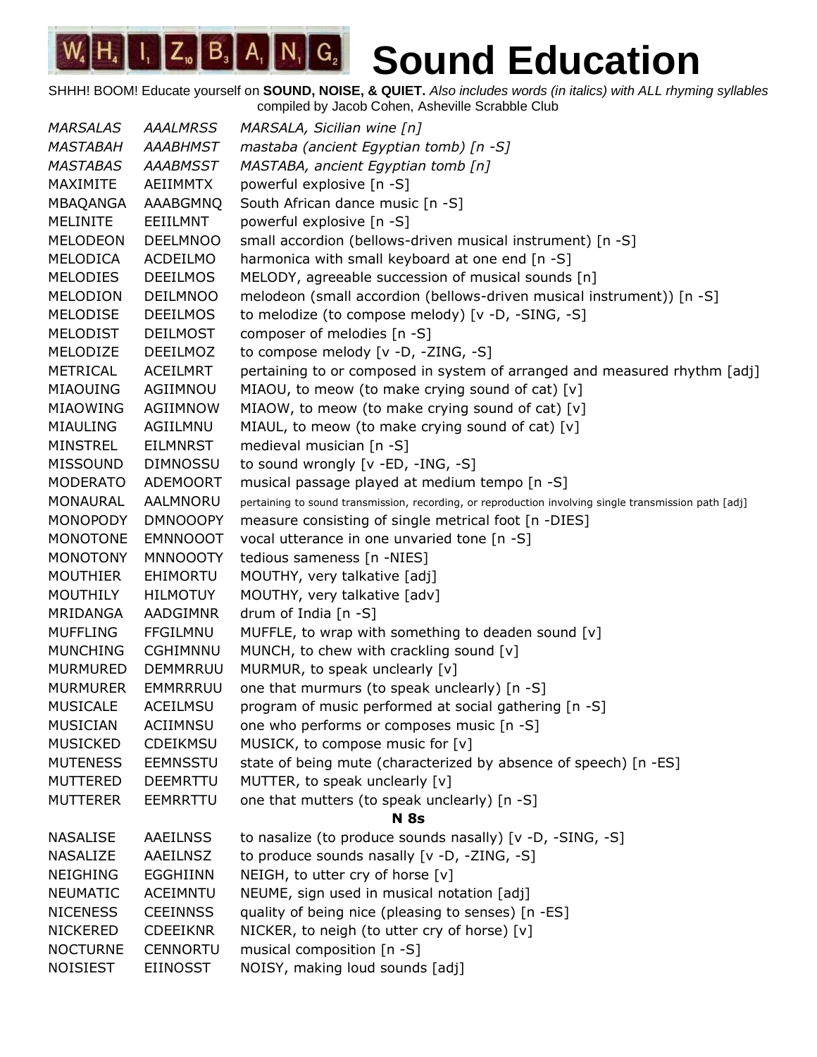# Sound Education

SHHH! BOOM! Educate yourself on **SOUND, NOISE, & QUIET.** *Also includes words (in italics) with ALL rhyming syllables*
compiled by Jacob Cohen, Asheville Scrabble Club

| | | |
|---|---|---|
| *MARSALAS* | *AAALMRSS* | *MARSALA, Sicilian wine [n]* |
| *MASTABAH* | *AAABHMST* | *mastaba (ancient Egyptian tomb) [n -S]* |
| *MASTABAS* | *AAABMSST* | *MASTABA, ancient Egyptian tomb [n]* |
| MAXIMITE | AEIIMMTX | powerful explosive [n -S] |
| MBAQANGA | AAABGMNQ | South African dance music [n -S] |
| MELINITE | EEIILMNT | powerful explosive [n -S] |
| MELODEON | DEELMNOO | small accordion (bellows-driven musical instrument) [n -S] |
| MELODICA | ACDEILMO | harmonica with small keyboard at one end [n -S] |
| MELODIES | DEEILMOS | MELODY, agreeable succession of musical sounds [n] |
| MELODION | DEILMNOO | melodeon (small accordion (bellows-driven musical instrument)) [n -S] |
| MELODISE | DEEILMOS | to melodize (to compose melody) [v -D, -SING, -S] |
| MELODIST | DEILMOST | composer of melodies [n -S] |
| MELODIZE | DEEILMOZ | to compose melody [v -D, -ZING, -S] |
| METRICAL | ACEILMRT | pertaining to or composed in system of arranged and measured rhythm [adj] |
| MIAOUING | AGIIMNOU | MIAOU, to meow (to make crying sound of cat) [v] |
| MIAOWING | AGIIMNOW | MIAOW, to meow (to make crying sound of cat) [v] |
| MIAULING | AGIILMNU | MIAUL, to meow (to make crying sound of cat) [v] |
| MINSTREL | EILMNRST | medieval musician [n -S] |
| MISSOUND | DIMNOSSU | to sound wrongly [v -ED, -ING, -S] |
| MODERATO | ADEMOORT | musical passage played at medium tempo [n -S] |
| MONAURAL | AALMNORU | pertaining to sound transmission, recording, or reproduction involving single transmission path [adj] |
| MONOPODY | DMNOOOPY | measure consisting of single metrical foot [n -DIES] |
| MONOTONE | EMNNOOOT | vocal utterance in one unvaried tone [n -S] |
| MONOTONY | MNNOOOTY | tedious sameness [n -NIES] |
| MOUTHIER | EHIMORTU | MOUTHY, very talkative [adj] |
| MOUTHILY | HILMOTUY | MOUTHY, very talkative [adv] |
| MRIDANGA | AADGIMNR | drum of India [n -S] |
| MUFFLING | FFGILMNU | MUFFLE, to wrap with something to deaden sound [v] |
| MUNCHING | CGHIMNNU | MUNCH, to chew with crackling sound [v] |
| MURMURED | DEMMRRUU | MURMUR, to speak unclearly [v] |
| MURMURER | EMMRRRUU | one that murmurs (to speak unclearly) [n -S] |
| MUSICALE | ACEILMSU | program of music performed at social gathering [n -S] |
| MUSICIAN | ACIIMNSU | one who performs or composes music [n -S] |
| MUSICKED | CDEIKMSU | MUSICK, to compose music for [v] |
| MUTENESS | EEMNSSTU | state of being mute (characterized by absence of speech) [n -ES] |
| MUTTERED | DEEMRTTU | MUTTER, to speak unclearly [v] |
| MUTTERER | EEMRRTTU | one that mutters (to speak unclearly) [n -S] |
| | | **N 8s** |
| NASALISE | AAEILNSS | to nasalize (to produce sounds nasally) [v -D, -SING, -S] |
| NASALIZE | AAEILNSZ | to produce sounds nasally [v -D, -ZING, -S] |
| NEIGHING | EGGHIINN | NEIGH, to utter cry of horse [v] |
| NEUMATIC | ACEIMNTU | NEUME, sign used in musical notation [adj] |
| NICENESS | CEEINNSS | quality of being nice (pleasing to senses) [n -ES] |
| NICKERED | CDEEIKNR | NICKER, to neigh (to utter cry of horse) [v] |
| NOCTURNE | CENNORTU | musical composition [n -S] |
| NOISIEST | EIINOSST | NOISY, making loud sounds [adj] |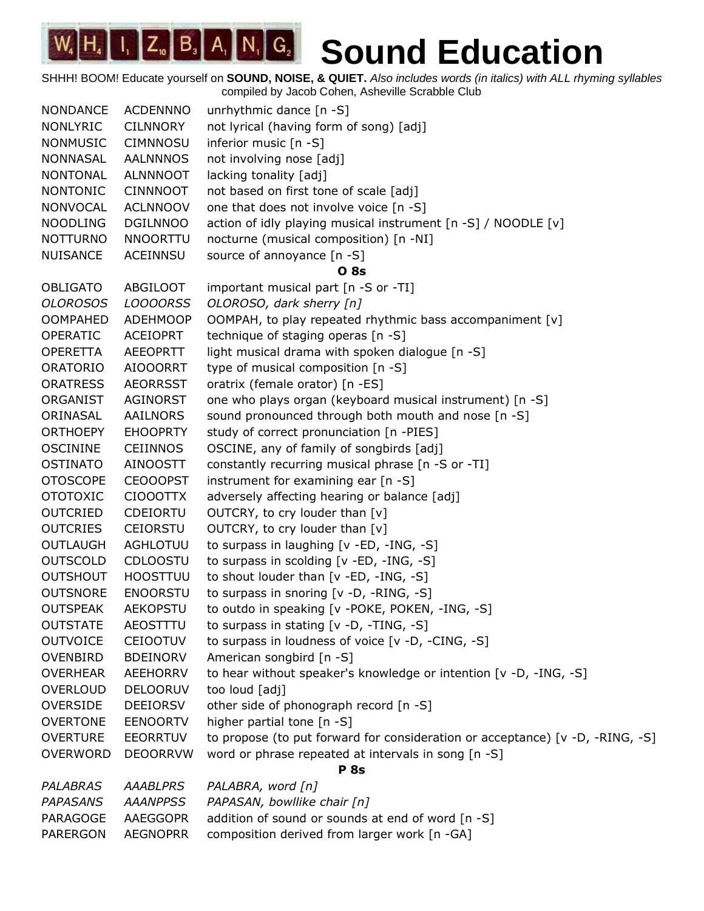# Sound Education

SHHH! BOOM! Educate yourself on **SOUND, NOISE, & QUIET.** *Also includes words (in italics) with ALL rhyming syllables*
compiled by Jacob Cohen, Asheville Scrabble Club

| | | |
|---|---|---|
| NONDANCE | ACDENNNO | unrhythmic dance [n -S] |
| NONLYRIC | CILNNORY | not lyrical (having form of song) [adj] |
| NONMUSIC | CIMNNOSU | inferior music [n -S] |
| NONNASAL | AALNNNOS | not involving nose [adj] |
| NONTONAL | ALNNNOOT | lacking tonality [adj] |
| NONTONIC | CINNNOOT | not based on first tone of scale [adj] |
| NONVOCAL | ACLNNOOV | one that does not involve voice [n -S] |
| NOODLING | DGILNNOO | action of idly playing musical instrument [n -S] / NOODLE [v] |
| NOTTURNO | NNOORTTU | nocturne (musical composition) [n -NI] |
| NUISANCE | ACEINNSU | source of annoyance [n -S] |
| | | **O 8s** |
| OBLIGATO | ABGILOOT | important musical part [n -S or -TI] |
| *OLOROSOS* | *LOOOORSS* | *OLOROSO, dark sherry [n]* |
| OOMPAHED | ADEHMOOP | OOMPAH, to play repeated rhythmic bass accompaniment [v] |
| OPERATIC | ACEIOPRT | technique of staging operas [n -S] |
| OPERETTA | AEEOPRTT | light musical drama with spoken dialogue [n -S] |
| ORATORIO | AIOOORRT | type of musical composition [n -S] |
| ORATRESS | AEORRSST | oratrix (female orator) [n -ES] |
| ORGANIST | AGINORST | one who plays organ (keyboard musical instrument) [n -S] |
| ORINASAL | AAILNORS | sound pronounced through both mouth and nose [n -S] |
| ORTHOEPY | EHOOPRTY | study of correct pronunciation [n -PIES] |
| OSCININE | CEIINNOS | OSCINE, any of family of songbirds [adj] |
| OSTINATO | AINOOSTT | constantly recurring musical phrase [n -S or -TI] |
| OTOSCOPE | CEOOOPST | instrument for examining ear [n -S] |
| OTOTOXIC | CIOOOTTX | adversely affecting hearing or balance [adj] |
| OUTCRIED | CDEIORTU | OUTCRY, to cry louder than [v] |
| OUTCRIES | CEIORSTU | OUTCRY, to cry louder than [v] |
| OUTLAUGH | AGHLOTUU | to surpass in laughing [v -ED, -ING, -S] |
| OUTSCOLD | CDLOOSTU | to surpass in scolding [v -ED, -ING, -S] |
| OUTSHOUT | HOOSTTUU | to shout louder than [v -ED, -ING, -S] |
| OUTSNORE | ENOORSTU | to surpass in snoring [v -D, -RING, -S] |
| OUTSPEAK | AEKOPSTU | to outdo in speaking [v -POKE, POKEN, -ING, -S] |
| OUTSTATE | AEOSTTTU | to surpass in stating [v -D, -TING, -S] |
| OUTVOICE | CEIOOTUV | to surpass in loudness of voice [v -D, -CING, -S] |
| OVENBIRD | BDEINORV | American songbird [n -S] |
| OVERHEAR | AEEHORRV | to hear without speaker's knowledge or intention [v -D, -ING, -S] |
| OVERLOUD | DELOORUV | too loud [adj] |
| OVERSIDE | DEEIORSV | other side of phonograph record [n -S] |
| OVERTONE | EENOORTV | higher partial tone [n -S] |
| OVERTURE | EEORRTUV | to propose (to put forward for consideration or acceptance) [v -D, -RING, -S] |
| OVERWORD | DEOORRVW | word or phrase repeated at intervals in song [n -S] |
| | | **P 8s** |
| *PALABRAS* | *AAABLPRS* | *PALABRA, word [n]* |
| *PAPASANS* | *AAANPPSS* | *PAPASAN, bowllike chair [n]* |
| PARAGOGE | AAEGGOPR | addition of sound or sounds at end of word [n -S] |
| PARERGON | AEGNOPRR | composition derived from larger work [n -GA] |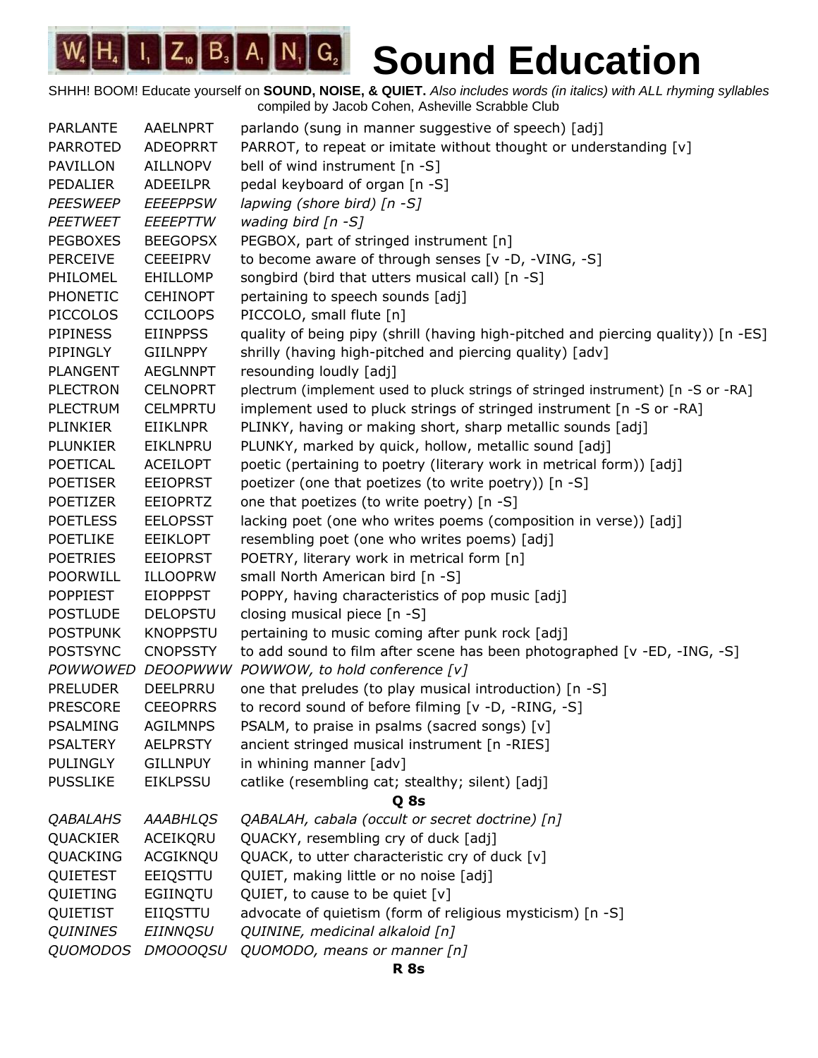# Sound Education

SHHH! BOOM! Educate yourself on **SOUND, NOISE, & QUIET.** *Also includes words (in italics) with ALL rhyming syllables*
compiled by Jacob Cohen, Asheville Scrabble Club

| | | |
|---|---|---|
| PARLANTE | AAELNPRT | parlando (sung in manner suggestive of speech) [adj] |
| PARROTED | ADEOPRRT | PARROT, to repeat or imitate without thought or understanding [v] |
| PAVILLON | AILLNOPV | bell of wind instrument [n -S] |
| PEDALIER | ADEEILPR | pedal keyboard of organ [n -S] |
| *PEESWEEP* | *EEEEPPSW* | *lapwing (shore bird) [n -S]* |
| *PEETWEET* | *EEEEPTTW* | *wading bird [n -S]* |
| PEGBOXES | BEEGOPSX | PEGBOX, part of stringed instrument [n] |
| PERCEIVE | CEEEIPRV | to become aware of through senses [v -D, -VING, -S] |
| PHILOMEL | EHILLOMP | songbird (bird that utters musical call) [n -S] |
| PHONETIC | CEHINOPT | pertaining to speech sounds [adj] |
| PICCOLOS | CCILOOPS | PICCOLO, small flute [n] |
| PIPINESS | EIINPPSS | quality of being pipy (shrill (having high-pitched and piercing quality)) [n -ES] |
| PIPINGLY | GIILNPPY | shrilly (having high-pitched and piercing quality) [adv] |
| PLANGENT | AEGLNNPT | resounding loudly [adj] |
| PLECTRON | CELNOPRT | plectrum (implement used to pluck strings of stringed instrument) [n -S or -RA] |
| PLECTRUM | CELMPRTU | implement used to pluck strings of stringed instrument [n -S or -RA] |
| PLINKIER | EIIKLNPR | PLINKY, having or making short, sharp metallic sounds [adj] |
| PLUNKIER | EIKLNPRU | PLUNKY, marked by quick, hollow, metallic sound [adj] |
| POETICAL | ACEILOPT | poetic (pertaining to poetry (literary work in metrical form)) [adj] |
| POETISER | EEIOPRST | poetizer (one that poetizes (to write poetry)) [n -S] |
| POETIZER | EEIOPRTZ | one that poetizes (to write poetry) [n -S] |
| POETLESS | EELOPSST | lacking poet (one who writes poems (composition in verse)) [adj] |
| POETLIKE | EEIKLOPT | resembling poet (one who writes poems) [adj] |
| POETRIES | EEIOPRST | POETRY, literary work in metrical form [n] |
| POORWILL | ILLOOPRW | small North American bird [n -S] |
| POPPIEST | EIOPPPST | POPPY, having characteristics of pop music [adj] |
| POSTLUDE | DELOPSTU | closing musical piece [n -S] |
| POSTPUNK | KNOPPSTU | pertaining to music coming after punk rock [adj] |
| POSTSYNC | CNOPSSTY | to add sound to film after scene has been photographed [v -ED, -ING, -S] |
| *POWWOWED* | *DEOOPWWW* | *POWWOW, to hold conference [v]* |
| PRELUDER | DEELPRRU | one that preludes (to play musical introduction) [n -S] |
| PRESCORE | CEEOPRRS | to record sound of before filming [v -D, -RING, -S] |
| PSALMING | AGILMNPS | PSALM, to praise in psalms (sacred songs) [v] |
| PSALTERY | AELPRSTY | ancient stringed musical instrument [n -RIES] |
| PULINGLY | GILLNPUY | in whining manner [adv] |
| PUSSLIKE | EIKLPSSU | catlike (resembling cat; stealthy; silent) [adj] |

**Q 8s**

| | | |
|---|---|---|
| *QABALAHS* | *AAABHLQS* | *QABALAH, cabala (occult or secret doctrine) [n]* |
| QUACKIER | ACEIKQRU | QUACKY, resembling cry of duck [adj] |
| QUACKING | ACGIKNQU | QUACK, to utter characteristic cry of duck [v] |
| QUIETEST | EEIQSTTU | QUIET, making little or no noise [adj] |
| QUIETING | EGIINQTU | QUIET, to cause to be quiet [v] |
| QUIETIST | EIIQSTTU | advocate of quietism (form of religious mysticism) [n -S] |
| *QUININES* | *EIINNQSU* | *QUININE, medicinal alkaloid [n]* |
| *QUOMODOS* | *DMOOOQSU* | *QUOMODO, means or manner [n]* |

**R 8s**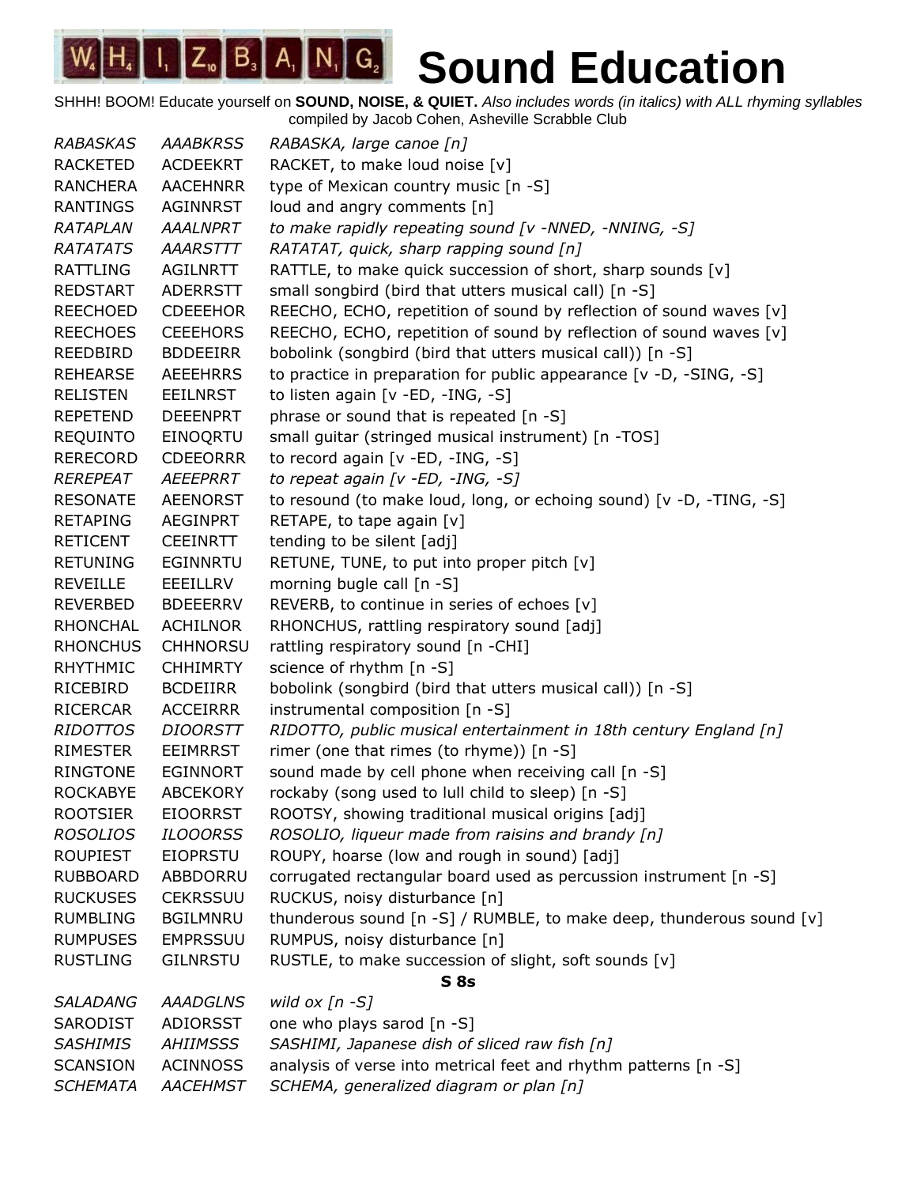# WHIZBANG Sound Education

SHHH! BOOM! Educate yourself on **SOUND, NOISE, & QUIET.** *Also includes words (in italics) with ALL rhyming syllables*
compiled by Jacob Cohen, Asheville Scrabble Club

| | | |
|---|---|---|
| *RABASKAS* | *AAABKRSS* | *RABASKA, large canoe [n]* |
| RACKETED | ACDEEKRT | RACKET, to make loud noise [v] |
| RANCHERA | AACEHNRR | type of Mexican country music [n -S] |
| RANTINGS | AGINNRST | loud and angry comments [n] |
| *RATAPLAN* | *AAALNPRT* | *to make rapidly repeating sound [v -NNED, -NNING, -S]* |
| *RATATATS* | *AAARSTTT* | *RATATAT, quick, sharp rapping sound [n]* |
| RATTLING | AGILNRTT | RATTLE, to make quick succession of short, sharp sounds [v] |
| REDSTART | ADERRSTT | small songbird (bird that utters musical call) [n -S] |
| REECHOED | CDEEEHOR | REECHO, ECHO, repetition of sound by reflection of sound waves [v] |
| REECHOES | CEEEHORS | REECHO, ECHO, repetition of sound by reflection of sound waves [v] |
| REEDBIRD | BDDEEIRR | bobolink (songbird (bird that utters musical call)) [n -S] |
| REHEARSE | AEEEHRRS | to practice in preparation for public appearance [v -D, -SING, -S] |
| RELISTEN | EEILNRST | to listen again [v -ED, -ING, -S] |
| REPETEND | DEEENPRT | phrase or sound that is repeated [n -S] |
| REQUINTO | EINOQRTU | small guitar (stringed musical instrument) [n -TOS] |
| RERECORD | CDEEORRR | to record again [v -ED, -ING, -S] |
| *REREPEAT* | *AEEEPRRT* | *to repeat again [v -ED, -ING, -S]* |
| RESONATE | AEENORST | to resound (to make loud, long, or echoing sound) [v -D, -TING, -S] |
| RETAPING | AEGINPRT | RETAPE, to tape again [v] |
| RETICENT | CEEINRTT | tending to be silent [adj] |
| RETUNING | EGINNRTU | RETUNE, TUNE, to put into proper pitch [v] |
| REVEILLE | EEEILLRV | morning bugle call [n -S] |
| REVERBED | BDEEERRV | REVERB, to continue in series of echoes [v] |
| RHONCHAL | ACHILNOR | RHONCHUS, rattling respiratory sound [adj] |
| RHONCHUS | CHHNORSU | rattling respiratory sound [n -CHI] |
| RHYTHMIC | CHHIMRTY | science of rhythm [n -S] |
| RICEBIRD | BCDEIIRR | bobolink (songbird (bird that utters musical call)) [n -S] |
| RICERCAR | ACCEIRRR | instrumental composition [n -S] |
| *RIDOTTOS* | *DIOORSTT* | *RIDOTTO, public musical entertainment in 18th century England [n]* |
| RIMESTER | EEIMRRST | rimer (one that rimes (to rhyme)) [n -S] |
| RINGTONE | EGINNORT | sound made by cell phone when receiving call [n -S] |
| ROCKABYE | ABCEKORY | rockaby (song used to lull child to sleep) [n -S] |
| ROOTSIER | EIOORRST | ROOTSY, showing traditional musical origins [adj] |
| *ROSOLIOS* | *ILOOORSS* | *ROSOLIO, liqueur made from raisins and brandy [n]* |
| ROUPIEST | EIOPRSTU | ROUPY, hoarse (low and rough in sound) [adj] |
| RUBBOARD | ABBDORRU | corrugated rectangular board used as percussion instrument [n -S] |
| RUCKUSES | CEKRSSUU | RUCKUS, noisy disturbance [n] |
| RUMBLING | BGILMNRU | thunderous sound [n -S] / RUMBLE, to make deep, thunderous sound [v] |
| RUMPUSES | EMPRSSUU | RUMPUS, noisy disturbance [n] |
| RUSTLING | GILNRSTU | RUSTLE, to make succession of slight, soft sounds [v] |

**S 8s**

| | | |
|---|---|---|
| *SALADANG* | *AAADGLNS* | *wild ox [n -S]* |
| SARODIST | ADIORSST | one who plays sarod [n -S] |
| *SASHIMIS* | *AHIIMSSS* | *SASHIMI, Japanese dish of sliced raw fish [n]* |
| SCANSION | ACINNOSS | analysis of verse into metrical feet and rhythm patterns [n -S] |
| *SCHEMATA* | *AACEHMST* | *SCHEMA, generalized diagram or plan [n]* |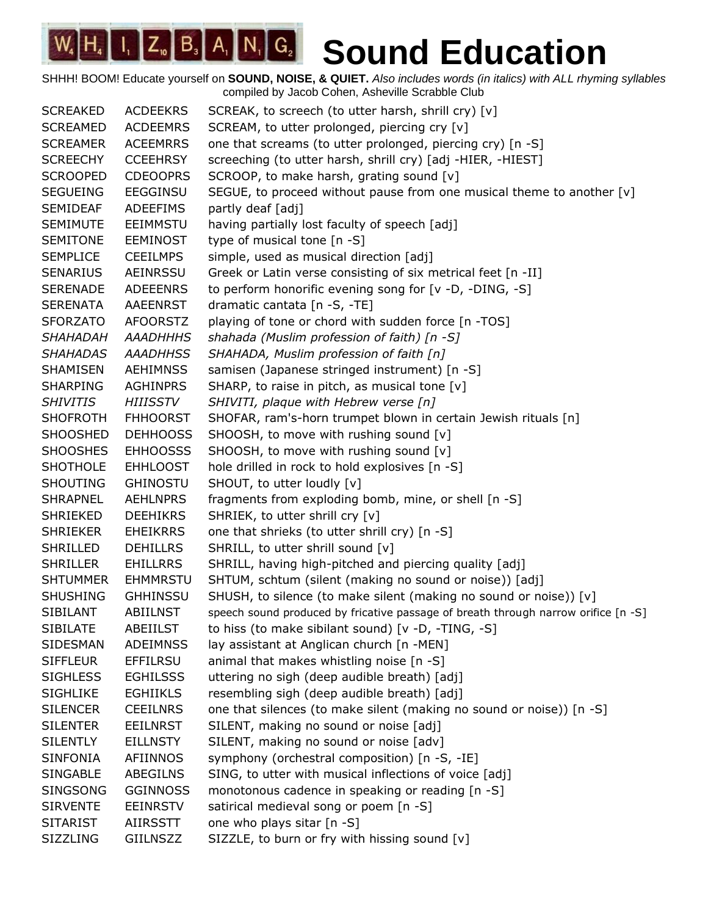# WHIZBANG Sound Education

SHHH! BOOM! Educate yourself on **SOUND, NOISE, & QUIET.** *Also includes words (in italics) with ALL rhyming syllables*
compiled by Jacob Cohen, Asheville Scrabble Club

| | | |
|---|---|---|
| SCREAKED | ACDEEKRS | SCREAK, to screech (to utter harsh, shrill cry) [v] |
| SCREAMED | ACDEEMRS | SCREAM, to utter prolonged, piercing cry [v] |
| SCREAMER | ACEEMRRS | one that screams (to utter prolonged, piercing cry) [n -S] |
| SCREECHY | CCEEHRSY | screeching (to utter harsh, shrill cry) [adj -HIER, -HIEST] |
| SCROOPED | CDEOOPRS | SCROOP, to make harsh, grating sound [v] |
| SEGUEING | EEGGINSU | SEGUE, to proceed without pause from one musical theme to another [v] |
| SEMIDEAF | ADEEFIMS | partly deaf [adj] |
| SEMIMUTE | EEIMMSTU | having partially lost faculty of speech [adj] |
| SEMITONE | EEMINOST | type of musical tone [n -S] |
| SEMPLICE | CEEILMPS | simple, used as musical direction [adj] |
| SENARIUS | AEINRSSU | Greek or Latin verse consisting of six metrical feet [n -II] |
| SERENADE | ADEEENRS | to perform honorific evening song for [v -D, -DING, -S] |
| SERENATA | AAEENRST | dramatic cantata [n -S, -TE] |
| SFORZATO | AFOORSTZ | playing of tone or chord with sudden force [n -TOS] |
| *SHAHADAH* | *AAADHHHS* | *shahada (Muslim profession of faith) [n -S]* |
| *SHAHADAS* | *AAADHHSS* | *SHAHADA, Muslim profession of faith [n]* |
| SHAMISEN | AEHIMNSS | samisen (Japanese stringed instrument) [n -S] |
| SHARPING | AGHINPRS | SHARP, to raise in pitch, as musical tone [v] |
| *SHIVITIS* | *HIIISSTV* | *SHIVITI, plaque with Hebrew verse [n]* |
| SHOFROTH | FHHOORST | SHOFAR, ram's-horn trumpet blown in certain Jewish rituals [n] |
| SHOOSHED | DEHHOOSS | SHOOSH, to move with rushing sound [v] |
| SHOOSHES | EHHOOSSS | SHOOSH, to move with rushing sound [v] |
| SHOTHOLE | EHHLOOST | hole drilled in rock to hold explosives [n -S] |
| SHOUTING | GHINOSTU | SHOUT, to utter loudly [v] |
| SHRAPNEL | AEHLNPRS | fragments from exploding bomb, mine, or shell [n -S] |
| SHRIEKED | DEEHIKRS | SHRIEK, to utter shrill cry [v] |
| SHRIEKER | EHEIKRRS | one that shrieks (to utter shrill cry) [n -S] |
| SHRILLED | DEHILLRS | SHRILL, to utter shrill sound [v] |
| SHRILLER | EHILLRRS | SHRILL, having high-pitched and piercing quality [adj] |
| SHTUMMER | EHMMRSTU | SHTUM, schtum (silent (making no sound or noise)) [adj] |
| SHUSHING | GHHINSSU | SHUSH, to silence (to make silent (making no sound or noise)) [v] |
| SIBILANT | ABIILNST | speech sound produced by fricative passage of breath through narrow orifice [n -S] |
| SIBILATE | ABEIILST | to hiss (to make sibilant sound) [v -D, -TING, -S] |
| SIDESMAN | ADEIMNSS | lay assistant at Anglican church [n -MEN] |
| SIFFLEUR | EFFILRSU | animal that makes whistling noise [n -S] |
| SIGHLESS | EGHILSSS | uttering no sigh (deep audible breath) [adj] |
| SIGHLIKE | EGHIIKLS | resembling sigh (deep audible breath) [adj] |
| SILENCER | CEEILNRS | one that silences (to make silent (making no sound or noise)) [n -S] |
| SILENTER | EEILNRST | SILENT, making no sound or noise [adj] |
| SILENTLY | EILLNSTY | SILENT, making no sound or noise [adv] |
| SINFONIA | AFIINNOS | symphony (orchestral composition) [n -S, -IE] |
| SINGABLE | ABEGILNS | SING, to utter with musical inflections of voice [adj] |
| SINGSONG | GGINNOSS | monotonous cadence in speaking or reading [n -S] |
| SIRVENTE | EEINRSTV | satirical medieval song or poem [n -S] |
| SITARIST | AIIRSSTT | one who plays sitar [n -S] |
| SIZZLING | GIILNSZZ | SIZZLE, to burn or fry with hissing sound [v] |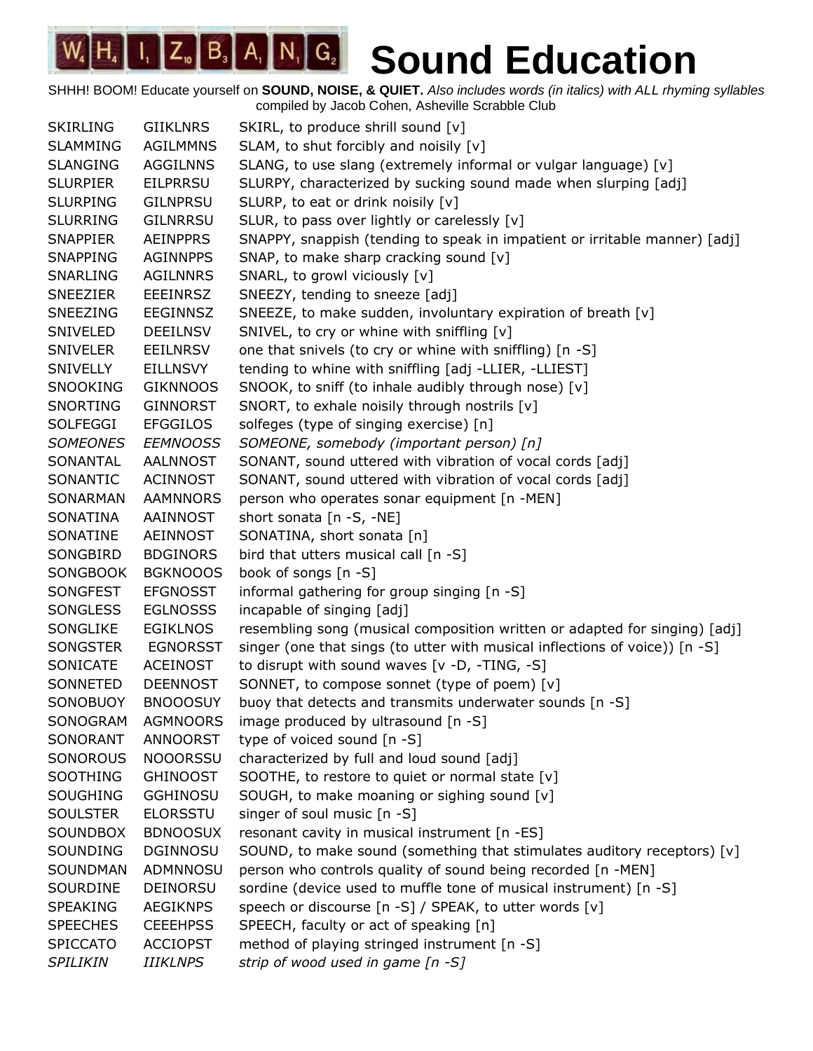# WHIZBANG Sound Education

SHHH! BOOM! Educate yourself on **SOUND, NOISE, & QUIET.** *Also includes words (in italics) with ALL rhyming syllables* compiled by Jacob Cohen, Asheville Scrabble Club

| | | |
|---|---|---|
| SKIRLING | GIIKLNRS | SKIRL, to produce shrill sound [v] |
| SLAMMING | AGILMMNS | SLAM, to shut forcibly and noisily [v] |
| SLANGING | AGGILNNS | SLANG, to use slang (extremely informal or vulgar language) [v] |
| SLURPIER | EILPRRSU | SLURPY, characterized by sucking sound made when slurping [adj] |
| SLURPING | GILNPRSU | SLURP, to eat or drink noisily [v] |
| SLURRING | GILNRRSU | SLUR, to pass over lightly or carelessly [v] |
| SNAPPIER | AEINPPRS | SNAPPY, snappish (tending to speak in impatient or irritable manner) [adj] |
| SNAPPING | AGINNPPS | SNAP, to make sharp cracking sound [v] |
| SNARLING | AGILNNRS | SNARL, to growl viciously [v] |
| SNEEZIER | EEEINRSZ | SNEEZY, tending to sneeze [adj] |
| SNEEZING | EEGINNSZ | SNEEZE, to make sudden, involuntary expiration of breath [v] |
| SNIVELED | DEEILNSV | SNIVEL, to cry or whine with sniffling [v] |
| SNIVELER | EEILNRSV | one that snivels (to cry or whine with sniffling) [n -S] |
| SNIVELLY | EILLNSVY | tending to whine with sniffling [adj -LLIER, -LLIEST] |
| SNOOKING | GIKNNOOS | SNOOK, to sniff (to inhale audibly through nose) [v] |
| SNORTING | GINNORST | SNORT, to exhale noisily through nostrils [v] |
| SOLFEGGI | EFGGILOS | solfeges (type of singing exercise) [n] |
| *SOMEONES* | *EEMNOOSS* | *SOMEONE, somebody (important person) [n]* |
| SONANTAL | AALNNOST | SONANT, sound uttered with vibration of vocal cords [adj] |
| SONANTIC | ACINNOST | SONANT, sound uttered with vibration of vocal cords [adj] |
| SONARMAN | AAMNNORS | person who operates sonar equipment [n -MEN] |
| SONATINA | AAINNOST | short sonata [n -S, -NE] |
| SONATINE | AEINNOST | SONATINA, short sonata [n] |
| SONGBIRD | BDGINORS | bird that utters musical call [n -S] |
| SONGBOOK | BGKNOOOS | book of songs [n -S] |
| SONGFEST | EFGNOSST | informal gathering for group singing [n -S] |
| SONGLESS | EGLNOSSS | incapable of singing [adj] |
| SONGLIKE | EGIKLNOS | resembling song (musical composition written or adapted for singing) [adj] |
| SONGSTER | EGNORSST | singer (one that sings (to utter with musical inflections of voice)) [n -S] |
| SONICATE | ACEINOST | to disrupt with sound waves [v -D, -TING, -S] |
| SONNETED | DEENNOST | SONNET, to compose sonnet (type of poem) [v] |
| SONOBUOY | BNOOOSUY | buoy that detects and transmits underwater sounds [n -S] |
| SONOGRAM | AGMNOORS | image produced by ultrasound [n -S] |
| SONORANT | ANNOORST | type of voiced sound [n -S] |
| SONOROUS | NOOORSSU | characterized by full and loud sound [adj] |
| SOOTHING | GHINOOST | SOOTHE, to restore to quiet or normal state [v] |
| SOUGHING | GGHINOSU | SOUGH, to make moaning or sighing sound [v] |
| SOULSTER | ELORSSTU | singer of soul music [n -S] |
| SOUNDBOX | BDNOOSUX | resonant cavity in musical instrument [n -ES] |
| SOUNDING | DGINNOSU | SOUND, to make sound (something that stimulates auditory receptors) [v] |
| SOUNDMAN | ADMNNOSU | person who controls quality of sound being recorded [n -MEN] |
| SOURDINE | DEINORSU | sordine (device used to muffle tone of musical instrument) [n -S] |
| SPEAKING | AEGIKNPS | speech or discourse [n -S] / SPEAK, to utter words [v] |
| SPEECHES | CEEEHPSS | SPEECH, faculty or act of speaking [n] |
| SPICCATO | ACCIOPST | method of playing stringed instrument [n -S] |
| *SPILIKIN* | *IIIKLNPS* | *strip of wood used in game [n -S]* |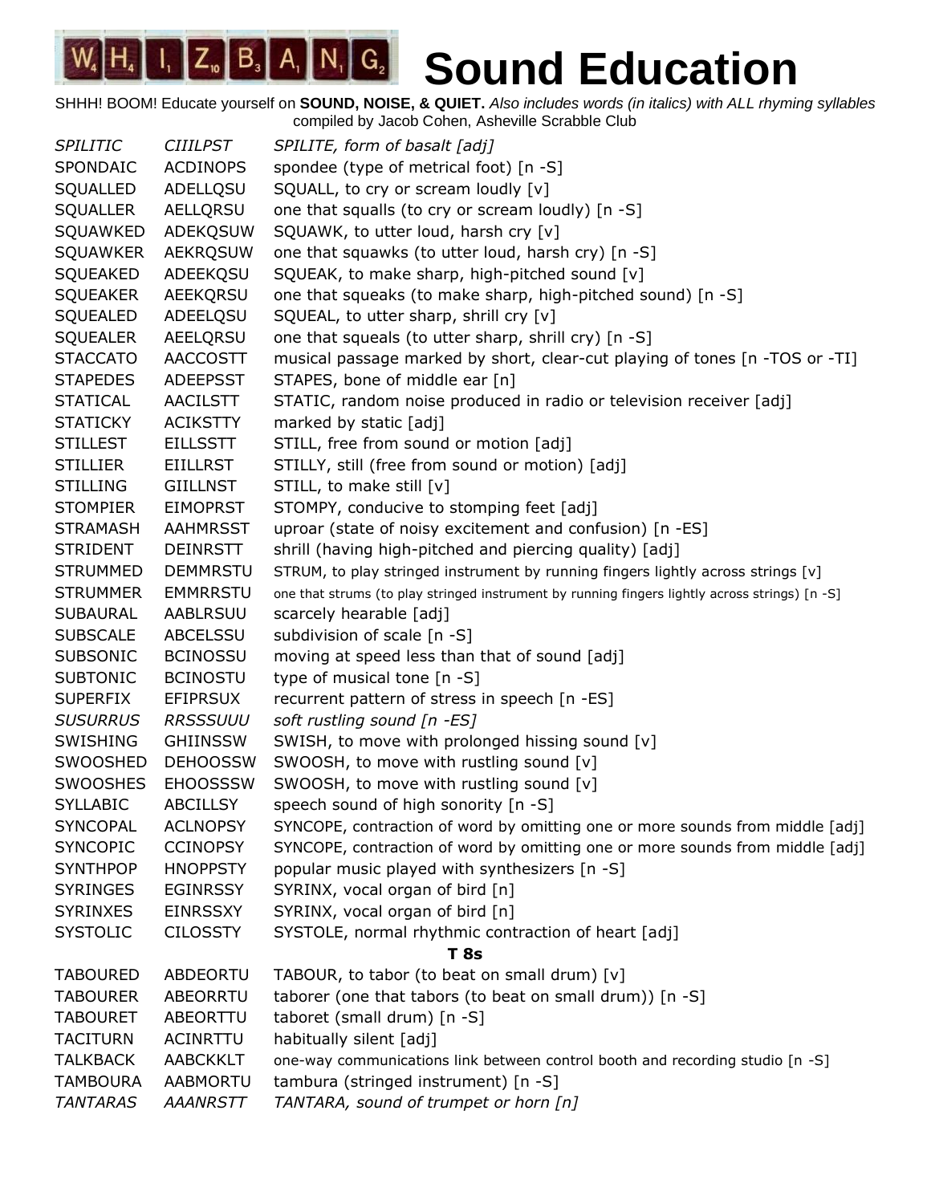# Sound Education

SHHH! BOOM! Educate yourself on **SOUND, NOISE, & QUIET.** *Also includes words (in italics) with ALL rhyming syllables*
compiled by Jacob Cohen, Asheville Scrabble Club

| | | |
|---|---|---|
| *SPILITIC* | *CIIILPST* | *SPILITE, form of basalt [adj]* |
| SPONDAIC | ACDINOPS | spondee (type of metrical foot) [n -S] |
| SQUALLED | ADELLQSU | SQUALL, to cry or scream loudly [v] |
| SQUALLER | AELLQRSU | one that squalls (to cry or scream loudly) [n -S] |
| SQUAWKED | ADEKQSUW | SQUAWK, to utter loud, harsh cry [v] |
| SQUAWKER | AEKRQSUW | one that squawks (to utter loud, harsh cry) [n -S] |
| SQUEAKED | ADEEKQSU | SQUEAK, to make sharp, high-pitched sound [v] |
| SQUEAKER | AEEKQRSU | one that squeaks (to make sharp, high-pitched sound) [n -S] |
| SQUEALED | ADEELQSU | SQUEAL, to utter sharp, shrill cry [v] |
| SQUEALER | AEELQRSU | one that squeals (to utter sharp, shrill cry) [n -S] |
| STACCATO | AACCOSTT | musical passage marked by short, clear-cut playing of tones [n -TOS or -TI] |
| STAPEDES | ADEEPSST | STAPES, bone of middle ear [n] |
| STATICAL | AACILSTT | STATIC, random noise produced in radio or television receiver [adj] |
| STATICKY | ACIKSTTY | marked by static [adj] |
| STILLEST | EILLSSTT | STILL, free from sound or motion [adj] |
| STILLIER | EIILLRST | STILLY, still (free from sound or motion) [adj] |
| STILLING | GIILLNST | STILL, to make still [v] |
| STOMPIER | EIMOPRST | STOMPY, conducive to stomping feet [adj] |
| STRAMASH | AAHMRSST | uproar (state of noisy excitement and confusion) [n -ES] |
| STRIDENT | DEINRSTT | shrill (having high-pitched and piercing quality) [adj] |
| STRUMMED | DEMMRSTU | STRUM, to play stringed instrument by running fingers lightly across strings [v] |
| STRUMMER | EMMRRSTU | one that strums (to play stringed instrument by running fingers lightly across strings) [n -S] |
| SUBAURAL | AABLRSUU | scarcely hearable [adj] |
| SUBSCALE | ABCELSSU | subdivision of scale [n -S] |
| SUBSONIC | BCINOSSU | moving at speed less than that of sound [adj] |
| SUBTONIC | BCINOSTU | type of musical tone [n -S] |
| SUPERFIX | EFIPRSUX | recurrent pattern of stress in speech [n -ES] |
| *SUSURRUS* | *RRSSSUUU* | *soft rustling sound [n -ES]* |
| SWISHING | GHIINSSW | SWISH, to move with prolonged hissing sound [v] |
| SWOOSHED | DEHOOSSW | SWOOSH, to move with rustling sound [v] |
| SWOOSHES | EHOOSSSW | SWOOSH, to move with rustling sound [v] |
| SYLLABIC | ABCILLSY | speech sound of high sonority [n -S] |
| SYNCOPAL | ACLNOPSY | SYNCOPE, contraction of word by omitting one or more sounds from middle [adj] |
| SYNCOPIC | CCINOPSY | SYNCOPE, contraction of word by omitting one or more sounds from middle [adj] |
| SYNTHPOP | HNOPPSTY | popular music played with synthesizers [n -S] |
| SYRINGES | EGINRSSY | SYRINX, vocal organ of bird [n] |
| SYRINXES | EINRSSXY | SYRINX, vocal organ of bird [n] |
| SYSTOLIC | CILOSSTY | SYSTOLE, normal rhythmic contraction of heart [adj] |
| | | **T 8s** |
| TABOURED | ABDEORTU | TABOUR, to tabor (to beat on small drum) [v] |
| TABOURER | ABEORRTU | taborer (one that tabors (to beat on small drum)) [n -S] |
| TABOURET | ABEORTTU | taboret (small drum) [n -S] |
| TACITURN | ACINRTTU | habitually silent [adj] |
| TALKBACK | AABCKKLT | one-way communications link between control booth and recording studio [n -S] |
| TAMBOURA | AABMORTU | tambura (stringed instrument) [n -S] |
| *TANTARAS* | *AAANRSTT* | *TANTARA, sound of trumpet or horn [n]* |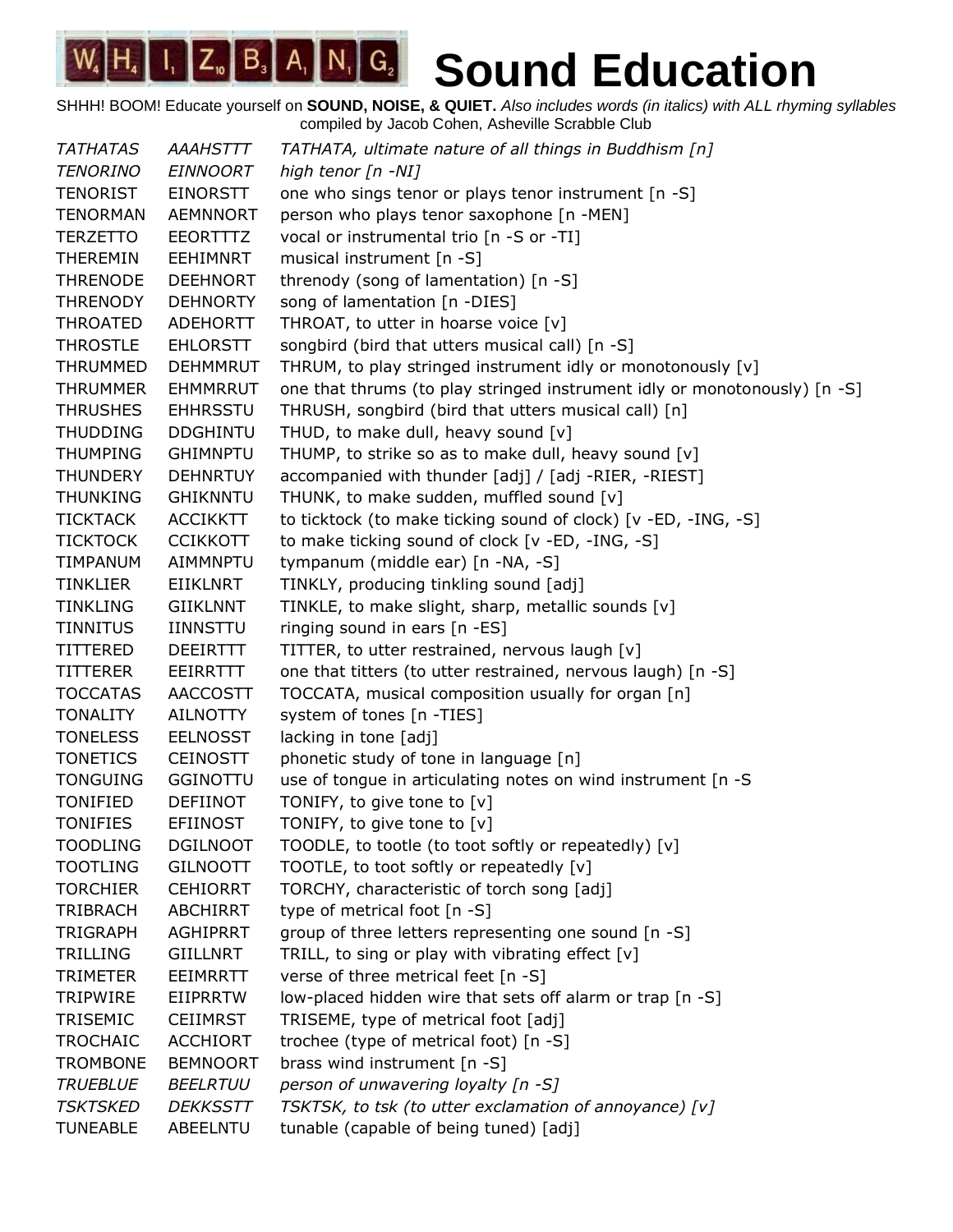# WHIZBANG Sound Education

SHHH! BOOM! Educate yourself on **SOUND, NOISE, & QUIET.** *Also includes words (in italics) with ALL rhyming syllables*
compiled by Jacob Cohen, Asheville Scrabble Club

| | | |
|---|---|---|
| *TATHATAS* | *AAAHSTTT* | *TATHATA, ultimate nature of all things in Buddhism [n]* |
| *TENORINO* | *EINNOORT* | *high tenor [n -NI]* |
| TENORIST | EINORSTT | one who sings tenor or plays tenor instrument [n -S] |
| TENORMAN | AEMNNORT | person who plays tenor saxophone [n -MEN] |
| TERZETTO | EEORTTTZ | vocal or instrumental trio [n -S or -TI] |
| THEREMIN | EEHIMNRT | musical instrument [n -S] |
| THRENODE | DEEHNORT | threnody (song of lamentation) [n -S] |
| THRENODY | DEHNORTY | song of lamentation [n -DIES] |
| THROATED | ADEHORTT | THROAT, to utter in hoarse voice [v] |
| THROSTLE | EHLORSTT | songbird (bird that utters musical call) [n -S] |
| THRUMMED | DEHMMRUT | THRUM, to play stringed instrument idly or monotonously [v] |
| THRUMMER | EHMMRRUT | one that thrums (to play stringed instrument idly or monotonously) [n -S] |
| THRUSHES | EHHRSSTU | THRUSH, songbird (bird that utters musical call) [n] |
| THUDDING | DDGHINTU | THUD, to make dull, heavy sound [v] |
| THUMPING | GHIMNPTU | THUMP, to strike so as to make dull, heavy sound [v] |
| THUNDERY | DEHNRTUY | accompanied with thunder [adj] / [adj -RIER, -RIEST] |
| THUNKING | GHIKNNTU | THUNK, to make sudden, muffled sound [v] |
| TICKTACK | ACCIKKTT | to ticktock (to make ticking sound of clock) [v -ED, -ING, -S] |
| TICKTOCK | CCIKKOTT | to make ticking sound of clock [v -ED, -ING, -S] |
| TIMPANUM | AIMMNPTU | tympanum (middle ear) [n -NA, -S] |
| TINKLIER | EIIKLNRT | TINKLY, producing tinkling sound [adj] |
| TINKLING | GIIKLNNT | TINKLE, to make slight, sharp, metallic sounds [v] |
| TINNITUS | IINNSTTU | ringing sound in ears [n -ES] |
| TITTERED | DEEIRTTT | TITTER, to utter restrained, nervous laugh [v] |
| TITTERER | EEIRRTTT | one that titters (to utter restrained, nervous laugh) [n -S] |
| TOCCATAS | AACCOSTT | TOCCATA, musical composition usually for organ [n] |
| TONALITY | AILNOTTY | system of tones [n -TIES] |
| TONELESS | EELNOSST | lacking in tone [adj] |
| TONETICS | CEINOSTT | phonetic study of tone in language [n] |
| TONGUING | GGINOTTU | use of tongue in articulating notes on wind instrument [n -S |
| TONIFIED | DEFIINOT | TONIFY, to give tone to [v] |
| TONIFIES | EFIINOST | TONIFY, to give tone to [v] |
| TOODLING | DGILNOOT | TOODLE, to tootle (to toot softly or repeatedly) [v] |
| TOOTLING | GILNOOTT | TOOTLE, to toot softly or repeatedly [v] |
| TORCHIER | CEHIORRT | TORCHY, characteristic of torch song [adj] |
| TRIBRACH | ABCHIRRT | type of metrical foot [n -S] |
| TRIGRAPH | AGHIPRRT | group of three letters representing one sound [n -S] |
| TRILLING | GIILLNRT | TRILL, to sing or play with vibrating effect [v] |
| TRIMETER | EEIMRRTT | verse of three metrical feet [n -S] |
| TRIPWIRE | EIIPRRTW | low-placed hidden wire that sets off alarm or trap [n -S] |
| TRISEMIC | CEIIMRST | TRISEME, type of metrical foot [adj] |
| TROCHAIC | ACCHIORT | trochee (type of metrical foot) [n -S] |
| TROMBONE | BEMNOORT | brass wind instrument [n -S] |
| *TRUEBLUE* | *BEELRTUU* | *person of unwavering loyalty [n -S]* |
| *TSKTSKED* | *DEKKSSTT* | *TSKTSK, to tsk (to utter exclamation of annoyance) [v]* |
| TUNEABLE | ABEELNTU | tunable (capable of being tuned) [adj] |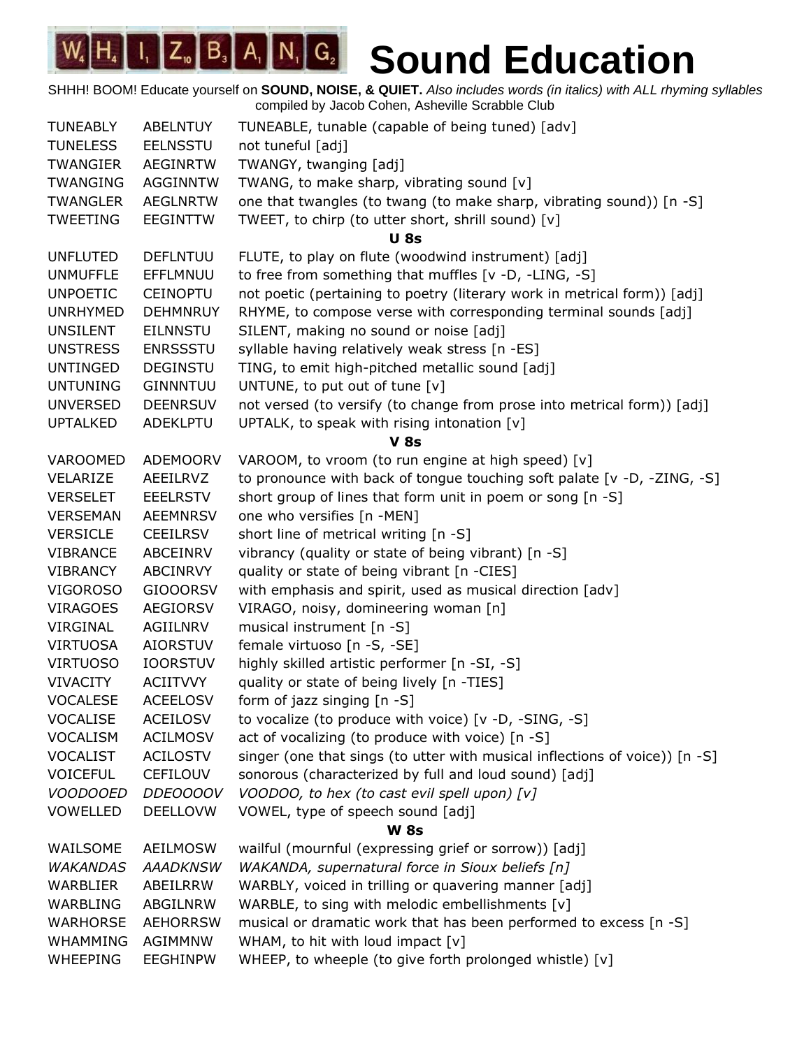# Sound Education

SHHH! BOOM! Educate yourself on **SOUND, NOISE, & QUIET.** *Also includes words (in italics) with ALL rhyming syllables*
compiled by Jacob Cohen, Asheville Scrabble Club

| | | |
|---|---|---|
| TUNEABLY | ABELNTUY | TUNEABLE, tunable (capable of being tuned) [adv] |
| TUNELESS | EELNSSTU | not tuneful [adj] |
| TWANGIER | AEGINRTW | TWANGY, twanging [adj] |
| TWANGING | AGGINNTW | TWANG, to make sharp, vibrating sound [v] |
| TWANGLER | AEGLNRTW | one that twangles (to twang (to make sharp, vibrating sound)) [n -S] |
| TWEETING | EEGINTTW | TWEET, to chirp (to utter short, shrill sound) [v] |
| | **U 8s** | |
| UNFLUTED | DEFLNTUU | FLUTE, to play on flute (woodwind instrument) [adj] |
| UNMUFFLE | EFFLMNUU | to free from something that muffles [v -D, -LING, -S] |
| UNPOETIC | CEINOPTU | not poetic (pertaining to poetry (literary work in metrical form)) [adj] |
| UNRHYMED | DEHMNRUY | RHYME, to compose verse with corresponding terminal sounds [adj] |
| UNSILENT | EILNNSTU | SILENT, making no sound or noise [adj] |
| UNSTRESS | ENRSSSTU | syllable having relatively weak stress [n -ES] |
| UNTINGED | DEGINSTU | TING, to emit high-pitched metallic sound [adj] |
| UNTUNING | GINNNTUU | UNTUNE, to put out of tune [v] |
| UNVERSED | DEENRSUV | not versed (to versify (to change from prose into metrical form)) [adj] |
| UPTALKED | ADEKLPTU | UPTALK, to speak with rising intonation [v] |
| | **V 8s** | |
| VAROOMED | ADEMOORV | VAROOM, to vroom (to run engine at high speed) [v] |
| VELARIZE | AEEILRVZ | to pronounce with back of tongue touching soft palate [v -D, -ZING, -S] |
| VERSELET | EEELRSTV | short group of lines that form unit in poem or song [n -S] |
| VERSEMAN | AEEMNRSV | one who versifies [n -MEN] |
| VERSICLE | CEEILRSV | short line of metrical writing [n -S] |
| VIBRANCE | ABCEINRV | vibrancy (quality or state of being vibrant) [n -S] |
| VIBRANCY | ABCINRVY | quality or state of being vibrant [n -CIES] |
| VIGOROSO | GIOOORSV | with emphasis and spirit, used as musical direction [adv] |
| VIRAGOES | AEGIORSV | VIRAGO, noisy, domineering woman [n] |
| VIRGINAL | AGIILNRV | musical instrument [n -S] |
| VIRTUOSA | AIORSTUV | female virtuoso [n -S, -SE] |
| VIRTUOSO | IOORSTUV | highly skilled artistic performer [n -SI, -S] |
| VIVACITY | ACIITVVY | quality or state of being lively [n -TIES] |
| VOCALESE | ACEELOSV | form of jazz singing [n -S] |
| VOCALISE | ACEILOSV | to vocalize (to produce with voice) [v -D, -SING, -S] |
| VOCALISM | ACILMOSV | act of vocalizing (to produce with voice) [n -S] |
| VOCALIST | ACILOSTV | singer (one that sings (to utter with musical inflections of voice)) [n -S] |
| VOICEFUL | CEFILOUV | sonorous (characterized by full and loud sound) [adj] |
| *VOODOOED* | *DDEOOOOV* | *VOODOO, to hex (to cast evil spell upon) [v]* |
| VOWELLED | DEELLOVW | VOWEL, type of speech sound [adj] |
| | **W 8s** | |
| WAILSOME | AEILMOSW | wailful (mournful (expressing grief or sorrow)) [adj] |
| *WAKANDAS* | *AAADKNSW* | *WAKANDA, supernatural force in Sioux beliefs [n]* |
| WARBLIER | ABEILRRW | WARBLY, voiced in trilling or quavering manner [adj] |
| WARBLING | ABGILNRW | WARBLE, to sing with melodic embellishments [v] |
| WARHORSE | AEHORRSW | musical or dramatic work that has been performed to excess [n -S] |
| WHAMMING | AGIMMNW | WHAM, to hit with loud impact [v] |
| WHEEPING | EEGHINPW | WHEEP, to wheeple (to give forth prolonged whistle) [v] |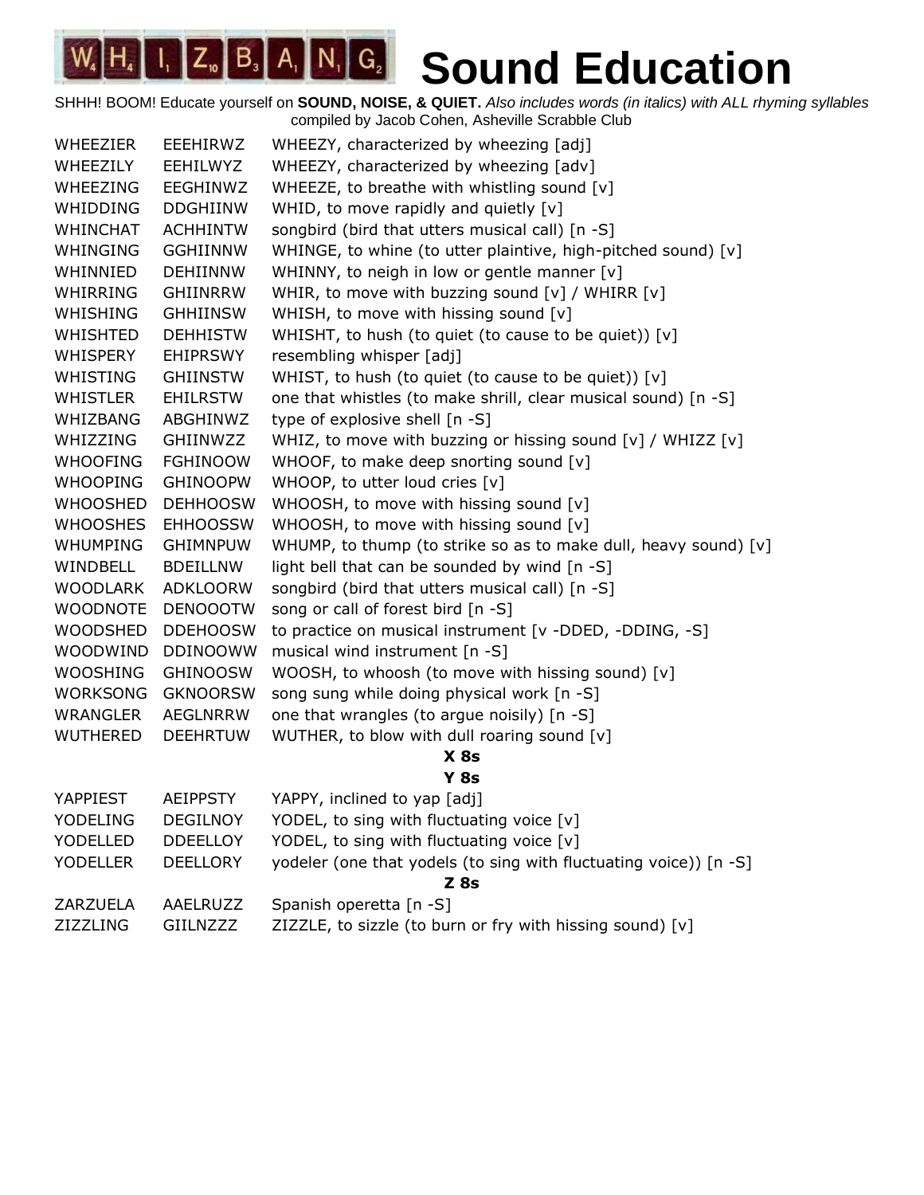# Sound Education

SHHH! BOOM! Educate yourself on **SOUND, NOISE, & QUIET.** *Also includes words (in italics) with ALL rhyming syllables*
compiled by Jacob Cohen, Asheville Scrabble Club

| | | |
|---|---|---|
| WHEEZIER | EEEHIRWZ | WHEEZY, characterized by wheezing [adj] |
| WHEEZILY | EEHILWYZ | WHEEZY, characterized by wheezing [adv] |
| WHEEZING | EEGHINWZ | WHEEZE, to breathe with whistling sound [v] |
| WHIDDING | DDGHIINW | WHID, to move rapidly and quietly [v] |
| WHINCHAT | ACHHINTW | songbird (bird that utters musical call) [n -S] |
| WHINGING | GGHIINNW | WHINGE, to whine (to utter plaintive, high-pitched sound) [v] |
| WHINNIED | DEHIINNW | WHINNY, to neigh in low or gentle manner [v] |
| WHIRRING | GHIINRRW | WHIR, to move with buzzing sound [v] / WHIRR [v] |
| WHISHING | GHHIINSW | WHISH, to move with hissing sound [v] |
| WHISHTED | DEHHISTW | WHISHT, to hush (to quiet (to cause to be quiet)) [v] |
| WHISPERY | EHIPRSWY | resembling whisper [adj] |
| WHISTING | GHIINSTW | WHIST, to hush (to quiet (to cause to be quiet)) [v] |
| WHISTLER | EHILRSTW | one that whistles (to make shrill, clear musical sound) [n -S] |
| WHIZBANG | ABGHINWZ | type of explosive shell [n -S] |
| WHIZZING | GHIINWZZ | WHIZ, to move with buzzing or hissing sound [v] / WHIZZ [v] |
| WHOOFING | FGHINOOW | WHOOF, to make deep snorting sound [v] |
| WHOOPING | GHINOOPW | WHOOP, to utter loud cries [v] |
| WHOOSHED | DEHHOOSW | WHOOSH, to move with hissing sound [v] |
| WHOOSHES | EHHOOSSW | WHOOSH, to move with hissing sound [v] |
| WHUMPING | GHIMNPUW | WHUMP, to thump (to strike so as to make dull, heavy sound) [v] |
| WINDBELL | BDEILLNW | light bell that can be sounded by wind [n -S] |
| WOODLARK | ADKLOORW | songbird (bird that utters musical call) [n -S] |
| WOODNOTE | DENOOOTW | song or call of forest bird [n -S] |
| WOODSHED | DDEHOOSW | to practice on musical instrument [v -DDED, -DDING, -S] |
| WOODWIND | DDINOOWW | musical wind instrument [n -S] |
| WOOSHING | GHINOOSW | WOOSH, to whoosh (to move with hissing sound) [v] |
| WORKSONG | GKNOORSW | song sung while doing physical work [n -S] |
| WRANGLER | AEGLNRRW | one that wrangles (to argue noisily) [n -S] |
| WUTHERED | DEEHRTUW | WUTHER, to blow with dull roaring sound [v] |

**X 8s**

**Y 8s**

| | | |
|---|---|---|
| YAPPIEST | AEIPPSTY | YAPPY, inclined to yap [adj] |
| YODELING | DEGILNOY | YODEL, to sing with fluctuating voice [v] |
| YODELLED | DDEELLOY | YODEL, to sing with fluctuating voice [v] |
| YODELLER | DEELLORY | yodeler (one that yodels (to sing with fluctuating voice)) [n -S] |

**Z 8s**

| | | |
|---|---|---|
| ZARZUELA | AAELRUZZ | Spanish operetta [n -S] |
| ZIZZLING | GIILNZZZ | ZIZZLE, to sizzle (to burn or fry with hissing sound) [v] |